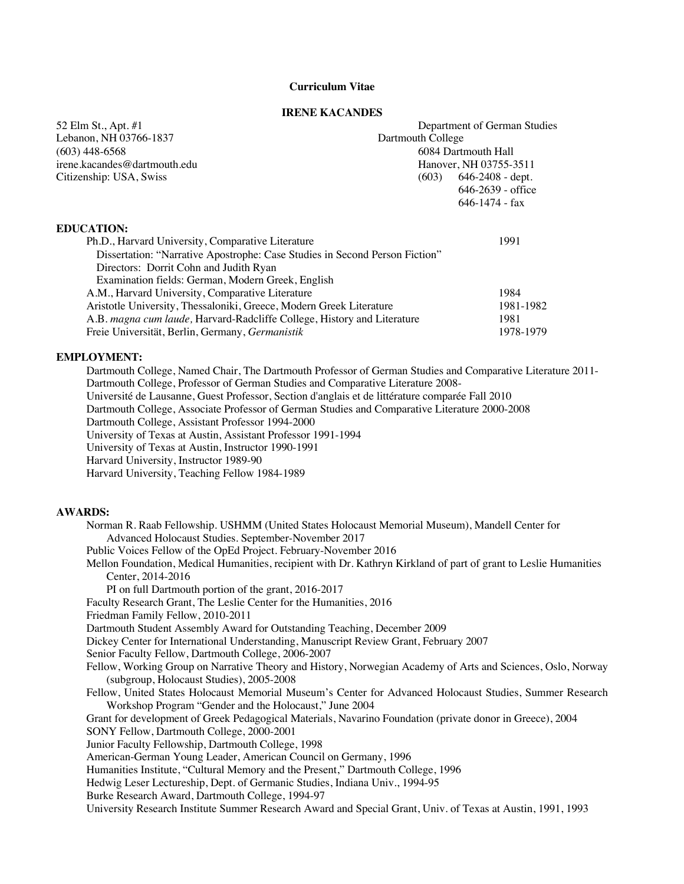**Curriculum Vitae**

# IRENE KACANDES

52 Elm St., Apt. #1
Lebanon, NH 03766-1837
(603) 448-6568
irene.kacandes@dartmouth.edu
Citizenship: USA, Swiss

Department of German Studies
Dartmouth College
6084 Dartmouth Hall
Hanover, NH 03755-3511
(603) 646-2408 - dept.
646-2639 - office
646-1474 - fax

## EDUCATION:

Ph.D., Harvard University, Comparative Literature 1991
Dissertation: "Narrative Apostrophe: Case Studies in Second Person Fiction"
Directors: Dorrit Cohn and Judith Ryan
Examination fields: German, Modern Greek, English

A.M., Harvard University, Comparative Literature 1984

Aristotle University, Thessaloniki, Greece, Modern Greek Literature 1981-1982

A.B. *magna cum laude,* Harvard-Radcliffe College, History and Literature 1981

Freie Universität, Berlin, Germany, *Germanistik* 1978-1979

## EMPLOYMENT:

Dartmouth College, Named Chair, The Dartmouth Professor of German Studies and Comparative Literature 2011-
Dartmouth College, Professor of German Studies and Comparative Literature 2008-
Université de Lausanne, Guest Professor, Section d'anglais et de littérature comparée Fall 2010
Dartmouth College, Associate Professor of German Studies and Comparative Literature 2000-2008
Dartmouth College, Assistant Professor 1994-2000
University of Texas at Austin, Assistant Professor 1991-1994
University of Texas at Austin, Instructor 1990-1991
Harvard University, Instructor 1989-90
Harvard University, Teaching Fellow 1984-1989

## AWARDS:

Norman R. Raab Fellowship. USHMM (United States Holocaust Memorial Museum), Mandell Center for Advanced Holocaust Studies. September-November 2017
Public Voices Fellow of the OpEd Project. February-November 2016
Mellon Foundation, Medical Humanities, recipient with Dr. Kathryn Kirkland of part of grant to Leslie Humanities Center, 2014-2016
PI on full Dartmouth portion of the grant, 2016-2017
Faculty Research Grant, The Leslie Center for the Humanities, 2016
Friedman Family Fellow, 2010-2011
Dartmouth Student Assembly Award for Outstanding Teaching, December 2009
Dickey Center for International Understanding, Manuscript Review Grant, February 2007
Senior Faculty Fellow, Dartmouth College, 2006-2007
Fellow, Working Group on Narrative Theory and History, Norwegian Academy of Arts and Sciences, Oslo, Norway (subgroup, Holocaust Studies), 2005-2008
Fellow, United States Holocaust Memorial Museum's Center for Advanced Holocaust Studies, Summer Research Workshop Program "Gender and the Holocaust," June 2004
Grant for development of Greek Pedagogical Materials, Navarino Foundation (private donor in Greece), 2004
SONY Fellow, Dartmouth College, 2000-2001
Junior Faculty Fellowship, Dartmouth College, 1998
American-German Young Leader, American Council on Germany, 1996
Humanities Institute, "Cultural Memory and the Present," Dartmouth College, 1996
Hedwig Leser Lectureship, Dept. of Germanic Studies, Indiana Univ., 1994-95
Burke Research Award, Dartmouth College, 1994-97
University Research Institute Summer Research Award and Special Grant, Univ. of Texas at Austin, 1991, 1993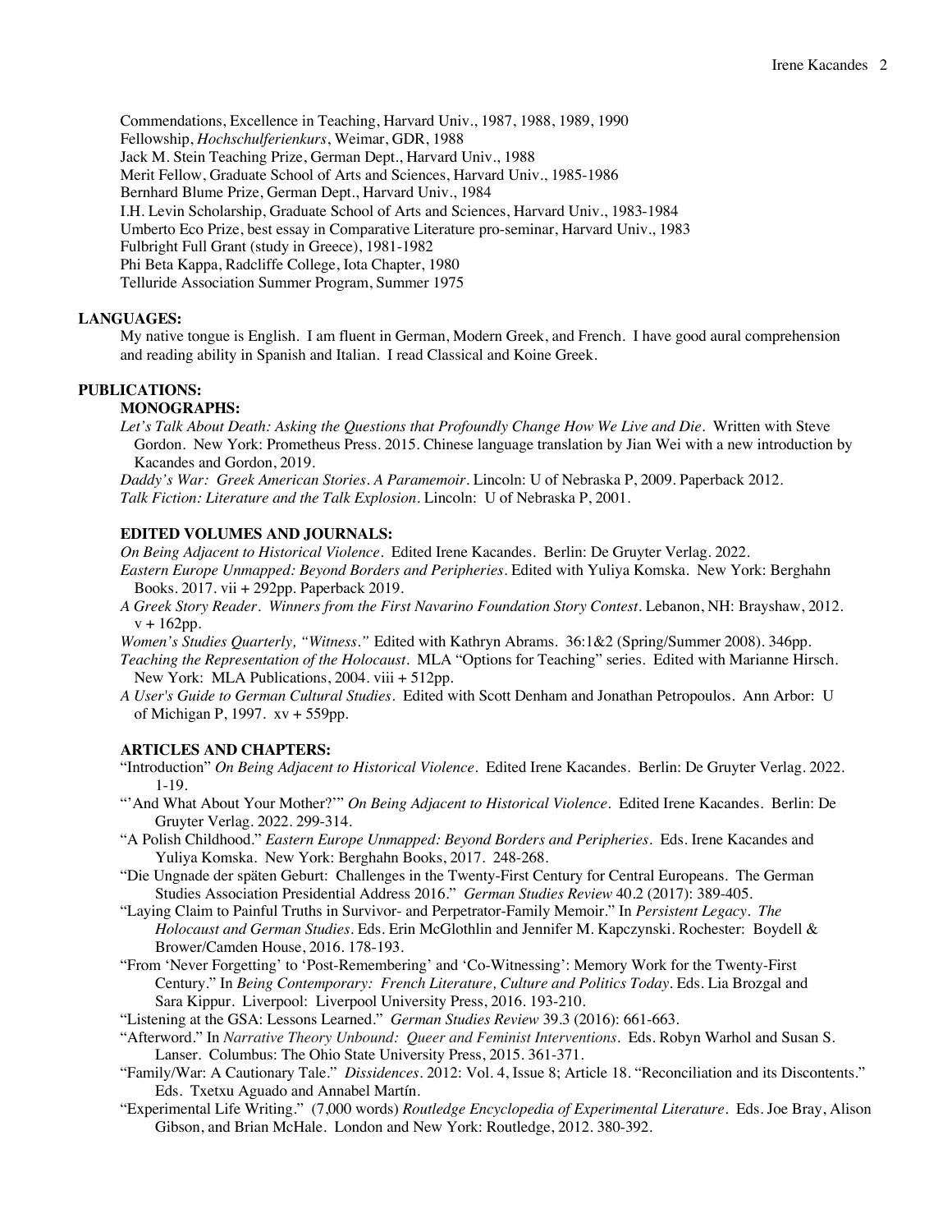Commendations, Excellence in Teaching, Harvard Univ., 1987, 1988, 1989, 1990
Fellowship, *Hochschulferienkurs*, Weimar, GDR, 1988
Jack M. Stein Teaching Prize, German Dept., Harvard Univ., 1988
Merit Fellow, Graduate School of Arts and Sciences, Harvard Univ., 1985-1986
Bernhard Blume Prize, German Dept., Harvard Univ., 1984
I.H. Levin Scholarship, Graduate School of Arts and Sciences, Harvard Univ., 1983-1984
Umberto Eco Prize, best essay in Comparative Literature pro-seminar, Harvard Univ., 1983
Fulbright Full Grant (study in Greece), 1981-1982
Phi Beta Kappa, Radcliffe College, Iota Chapter, 1980
Telluride Association Summer Program, Summer 1975

**LANGUAGES:**

My native tongue is English. I am fluent in German, Modern Greek, and French. I have good aural comprehension and reading ability in Spanish and Italian. I read Classical and Koine Greek.

**PUBLICATIONS:**

**MONOGRAPHS:**

*Let's Talk About Death: Asking the Questions that Profoundly Change How We Live and Die*. Written with Steve Gordon. New York: Prometheus Press. 2015. Chinese language translation by Jian Wei with a new introduction by Kacandes and Gordon, 2019.

*Daddy's War: Greek American Stories. A Paramemoir*. Lincoln: U of Nebraska P, 2009. Paperback 2012.

*Talk Fiction: Literature and the Talk Explosion*. Lincoln: U of Nebraska P, 2001.

**EDITED VOLUMES AND JOURNALS:**

*On Being Adjacent to Historical Violence*. Edited Irene Kacandes. Berlin: De Gruyter Verlag. 2022.

*Eastern Europe Unmapped: Beyond Borders and Peripheries*. Edited with Yuliya Komska. New York: Berghahn Books. 2017. vii + 292pp. Paperback 2019.

*A Greek Story Reader. Winners from the First Navarino Foundation Story Contest*. Lebanon, NH: Brayshaw, 2012. v + 162pp.

*Women's Studies Quarterly, "Witness."* Edited with Kathryn Abrams. 36:1&2 (Spring/Summer 2008). 346pp.

*Teaching the Representation of the Holocaust*. MLA "Options for Teaching" series. Edited with Marianne Hirsch. New York: MLA Publications, 2004. viii + 512pp.

*A User's Guide to German Cultural Studies*. Edited with Scott Denham and Jonathan Petropoulos. Ann Arbor: U of Michigan P, 1997. xv + 559pp.

**ARTICLES AND CHAPTERS:**

"Introduction" *On Being Adjacent to Historical Violence*. Edited Irene Kacandes. Berlin: De Gruyter Verlag. 2022. 1-19.

"'And What About Your Mother?'" *On Being Adjacent to Historical Violence*. Edited Irene Kacandes. Berlin: De Gruyter Verlag. 2022. 299-314.

"A Polish Childhood." *Eastern Europe Unmapped: Beyond Borders and Peripheries*. Eds. Irene Kacandes and Yuliya Komska. New York: Berghahn Books, 2017. 248-268.

"Die Ungnade der späten Geburt: Challenges in the Twenty-First Century for Central Europeans. The German Studies Association Presidential Address 2016." *German Studies Review* 40.2 (2017): 389-405.

"Laying Claim to Painful Truths in Survivor- and Perpetrator-Family Memoir." In *Persistent Legacy. The Holocaust and German Studies*. Eds. Erin McGlothlin and Jennifer M. Kapczynski. Rochester: Boydell & Brower/Camden House, 2016. 178-193.

"From 'Never Forgetting' to 'Post-Remembering' and 'Co-Witnessing': Memory Work for the Twenty-First Century." In *Being Contemporary: French Literature, Culture and Politics Today*. Eds. Lia Brozgal and Sara Kippur. Liverpool: Liverpool University Press, 2016. 193-210.

"Listening at the GSA: Lessons Learned." *German Studies Review* 39.3 (2016): 661-663.

"Afterword." In *Narrative Theory Unbound: Queer and Feminist Interventions*. Eds. Robyn Warhol and Susan S. Lanser. Columbus: The Ohio State University Press, 2015. 361-371.

"Family/War: A Cautionary Tale." *Dissidences*. 2012: Vol. 4, Issue 8; Article 18. "Reconciliation and its Discontents." Eds. Txetxu Aguado and Annabel Martín.

"Experimental Life Writing." (7,000 words) *Routledge Encyclopedia of Experimental Literature*. Eds. Joe Bray, Alison Gibson, and Brian McHale. London and New York: Routledge, 2012. 380-392.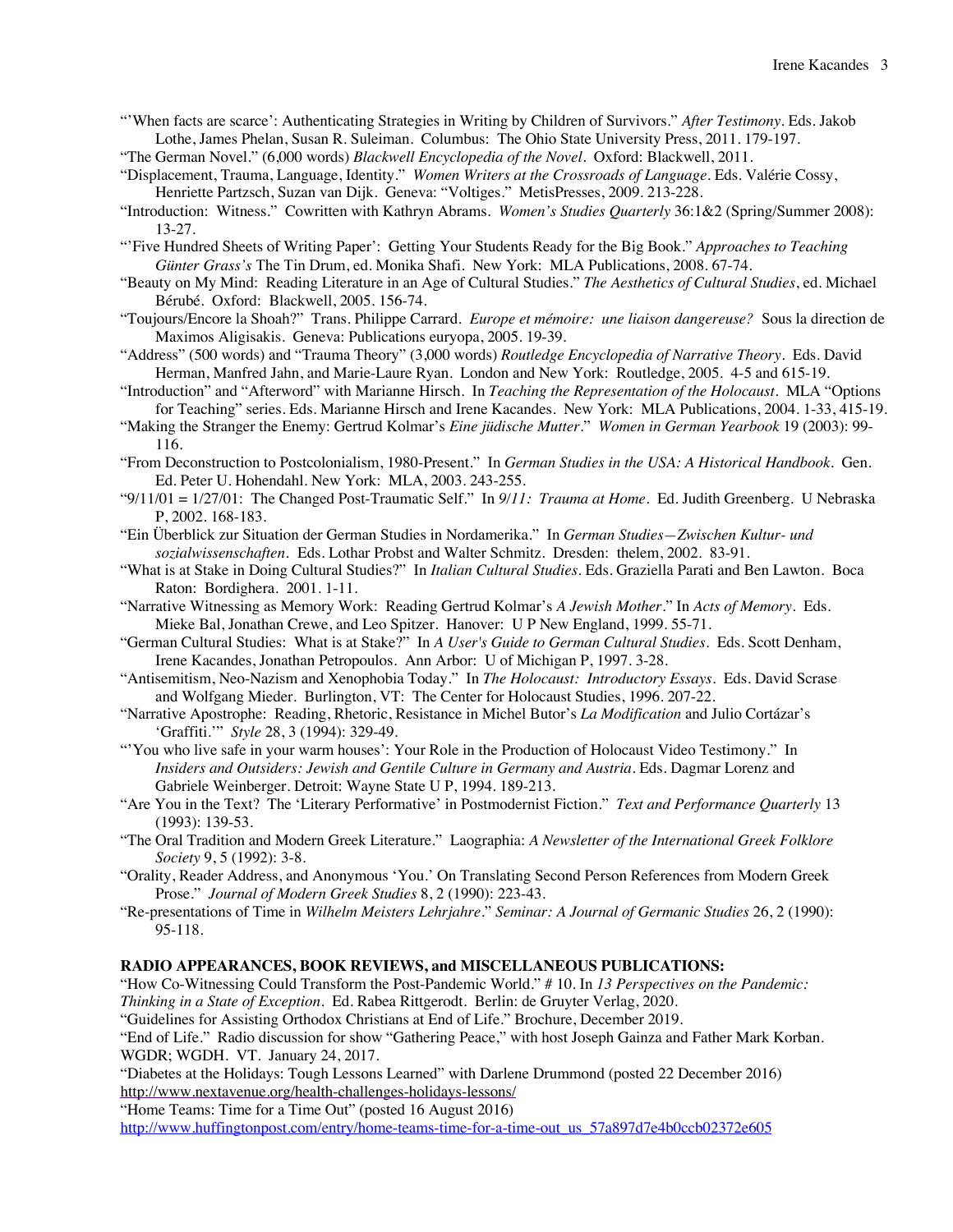"'When facts are scarce': Authenticating Strategies in Writing by Children of Survivors." *After Testimony*. Eds. Jakob Lothe, James Phelan, Susan R. Suleiman. Columbus: The Ohio State University Press, 2011. 179-197.

"The German Novel." (6,000 words) *Blackwell Encyclopedia of the Novel*. Oxford: Blackwell, 2011.

"Displacement, Trauma, Language, Identity." *Women Writers at the Crossroads of Language*. Eds. Valérie Cossy, Henriette Partzsch, Suzan van Dijk. Geneva: "Voltiges." MetisPresses, 2009. 213-228.

"Introduction: Witness." Cowritten with Kathryn Abrams. *Women's Studies Quarterly* 36:1&2 (Spring/Summer 2008): 13-27.

"'Five Hundred Sheets of Writing Paper': Getting Your Students Ready for the Big Book." *Approaches to Teaching Günter Grass's* The Tin Drum, ed. Monika Shafi. New York: MLA Publications, 2008. 67-74.

"Beauty on My Mind: Reading Literature in an Age of Cultural Studies." *The Aesthetics of Cultural Studies*, ed. Michael Bérubé. Oxford: Blackwell, 2005. 156-74.

"Toujours/Encore la Shoah?" Trans. Philippe Carrard. *Europe et mémoire: une liaison dangereuse?* Sous la direction de Maximos Aligisakis. Geneva: Publications euryopa, 2005. 19-39.

"Address" (500 words) and "Trauma Theory" (3,000 words) *Routledge Encyclopedia of Narrative Theory*. Eds. David Herman, Manfred Jahn, and Marie-Laure Ryan. London and New York: Routledge, 2005. 4-5 and 615-19.

"Introduction" and "Afterword" with Marianne Hirsch. In *Teaching the Representation of the Holocaust*. MLA "Options for Teaching" series. Eds. Marianne Hirsch and Irene Kacandes. New York: MLA Publications, 2004. 1-33, 415-19.

"Making the Stranger the Enemy: Gertrud Kolmar's *Eine jüdische Mutter*." *Women in German Yearbook* 19 (2003): 99-116.

"From Deconstruction to Postcolonialism, 1980-Present." In *German Studies in the USA: A Historical Handbook*. Gen. Ed. Peter U. Hohendahl. New York: MLA, 2003. 243-255.

"9/11/01 = 1/27/01: The Changed Post-Traumatic Self." In *9/11: Trauma at Home*. Ed. Judith Greenberg. U Nebraska P, 2002. 168-183.

"Ein Überblick zur Situation der German Studies in Nordamerika." In *German Studies—Zwischen Kultur- und sozialwissenschaften*. Eds. Lothar Probst and Walter Schmitz. Dresden: thelem, 2002. 83-91.

"What is at Stake in Doing Cultural Studies?" In *Italian Cultural Studies*. Eds. Graziella Parati and Ben Lawton. Boca Raton: Bordighera. 2001. 1-11.

"Narrative Witnessing as Memory Work: Reading Gertrud Kolmar's *A Jewish Mother*." In *Acts of Memory*. Eds. Mieke Bal, Jonathan Crewe, and Leo Spitzer. Hanover: U P New England, 1999. 55-71.

"German Cultural Studies: What is at Stake?" In *A User's Guide to German Cultural Studies*. Eds. Scott Denham, Irene Kacandes, Jonathan Petropoulos. Ann Arbor: U of Michigan P, 1997. 3-28.

"Antisemitism, Neo-Nazism and Xenophobia Today." In *The Holocaust: Introductory Essays*. Eds. David Scrase and Wolfgang Mieder. Burlington, VT: The Center for Holocaust Studies, 1996. 207-22.

"Narrative Apostrophe: Reading, Rhetoric, Resistance in Michel Butor's *La Modification* and Julio Cortázar's 'Graffiti.'" *Style* 28, 3 (1994): 329-49.

"'You who live safe in your warm houses': Your Role in the Production of Holocaust Video Testimony." In *Insiders and Outsiders: Jewish and Gentile Culture in Germany and Austria*. Eds. Dagmar Lorenz and Gabriele Weinberger. Detroit: Wayne State U P, 1994. 189-213.

"Are You in the Text? The 'Literary Performative' in Postmodernist Fiction." *Text and Performance Quarterly* 13 (1993): 139-53.

"The Oral Tradition and Modern Greek Literature." Laographia: *A Newsletter of the International Greek Folklore Society* 9, 5 (1992): 3-8.

"Orality, Reader Address, and Anonymous 'You.' On Translating Second Person References from Modern Greek Prose." *Journal of Modern Greek Studies* 8, 2 (1990): 223-43.

"Re-presentations of Time in *Wilhelm Meisters Lehrjahre*." *Seminar: A Journal of Germanic Studies* 26, 2 (1990): 95-118.

**RADIO APPEARANCES, BOOK REVIEWS, and MISCELLANEOUS PUBLICATIONS:**

"How Co-Witnessing Could Transform the Post-Pandemic World." # 10. In *13 Perspectives on the Pandemic: Thinking in a State of Exception*. Ed. Rabea Rittgerodt. Berlin: de Gruyter Verlag, 2020.

"Guidelines for Assisting Orthodox Christians at End of Life." Brochure, December 2019.

"End of Life." Radio discussion for show "Gathering Peace," with host Joseph Gainza and Father Mark Korban. WGDR; WGDH. VT. January 24, 2017.

"Diabetes at the Holidays: Tough Lessons Learned" with Darlene Drummond (posted 22 December 2016)
http://www.nextavenue.org/health-challenges-holidays-lessons/

"Home Teams: Time for a Time Out" (posted 16 August 2016)
http://www.huffingtonpost.com/entry/home-teams-time-for-a-time-out_us_57a897d7e4b0ccb02372e605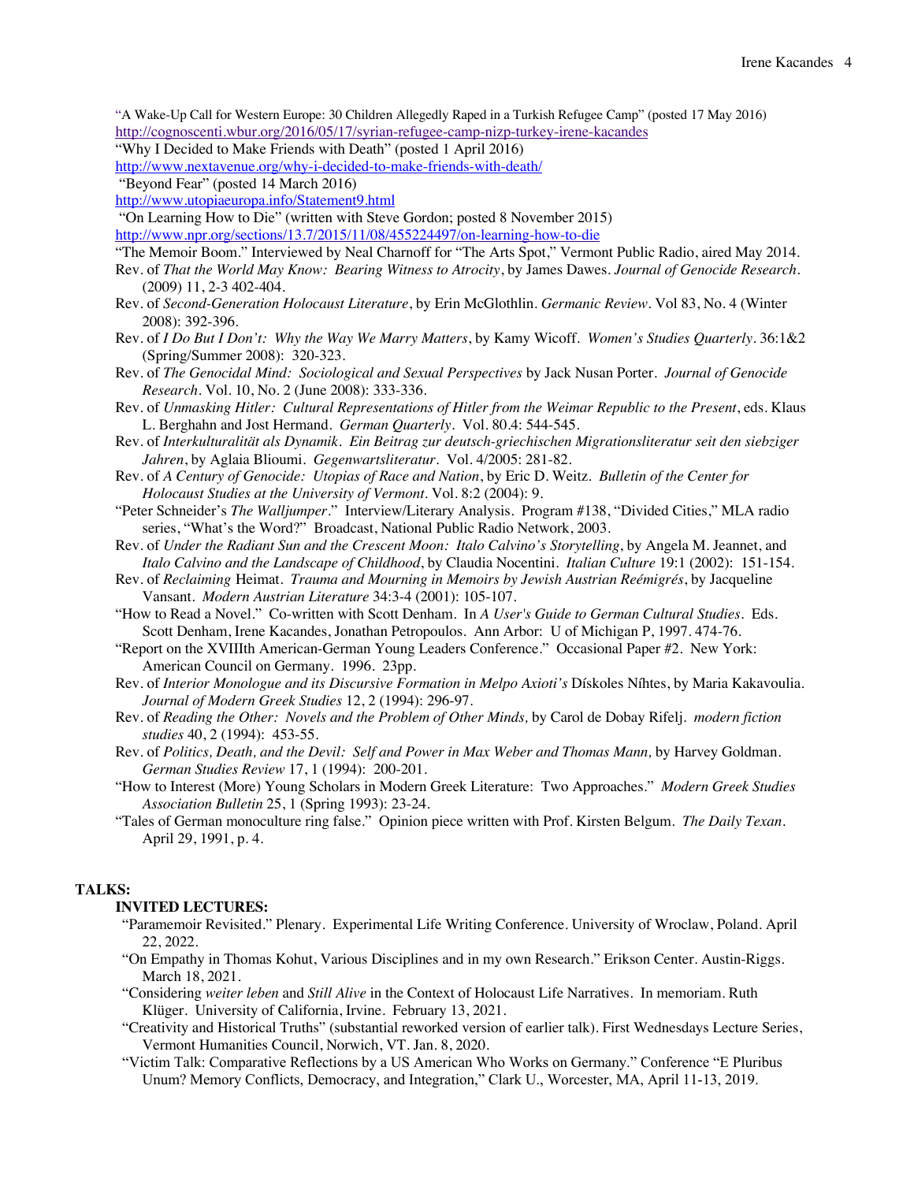"A Wake-Up Call for Western Europe: 30 Children Allegedly Raped in a Turkish Refugee Camp" (posted 17 May 2016)
http://cognoscenti.wbur.org/2016/05/17/syrian-refugee-camp-nizp-turkey-irene-kacandes

"Why I Decided to Make Friends with Death" (posted 1 April 2016)
http://www.nextavenue.org/why-i-decided-to-make-friends-with-death/

"Beyond Fear" (posted 14 March 2016)
http://www.utopiaeuropa.info/Statement9.html

"On Learning How to Die" (written with Steve Gordon; posted 8 November 2015)
http://www.npr.org/sections/13.7/2015/11/08/455224497/on-learning-how-to-die

"The Memoir Boom." Interviewed by Neal Charnoff for "The Arts Spot," Vermont Public Radio, aired May 2014.

Rev. of *That the World May Know: Bearing Witness to Atrocity*, by James Dawes. *Journal of Genocide Research*. (2009) 11, 2-3 402-404.

Rev. of *Second-Generation Holocaust Literature*, by Erin McGlothlin. *Germanic Review*. Vol 83, No. 4 (Winter 2008): 392-396.

Rev. of *I Do But I Don't: Why the Way We Marry Matters*, by Kamy Wicoff. *Women's Studies Quarterly*. 36:1&2 (Spring/Summer 2008): 320-323.

Rev. of *The Genocidal Mind: Sociological and Sexual Perspectives* by Jack Nusan Porter. *Journal of Genocide Research*. Vol. 10, No. 2 (June 2008): 333-336.

Rev. of *Unmasking Hitler: Cultural Representations of Hitler from the Weimar Republic to the Present*, eds. Klaus L. Berghahn and Jost Hermand. *German Quarterly*. Vol. 80.4: 544-545.

Rev. of *Interkulturalität als Dynamik. Ein Beitrag zur deutsch-griechischen Migrationsliteratur seit den siebziger Jahren*, by Aglaia Blioumi. *Gegenwartsliteratur*. Vol. 4/2005: 281-82.

Rev. of *A Century of Genocide: Utopias of Race and Nation*, by Eric D. Weitz. *Bulletin of the Center for Holocaust Studies at the University of Vermont*. Vol. 8:2 (2004): 9.

"Peter Schneider's *The Walljumper*." Interview/Literary Analysis. Program #138, "Divided Cities," MLA radio series, "What's the Word?" Broadcast, National Public Radio Network, 2003.

Rev. of *Under the Radiant Sun and the Crescent Moon: Italo Calvino's Storytelling*, by Angela M. Jeannet, and *Italo Calvino and the Landscape of Childhood*, by Claudia Nocentini. *Italian Culture* 19:1 (2002): 151-154.

Rev. of *Reclaiming* Heimat. *Trauma and Mourning in Memoirs by Jewish Austrian Reémigrés*, by Jacqueline Vansant. *Modern Austrian Literature* 34:3-4 (2001): 105-107.

"How to Read a Novel." Co-written with Scott Denham. In *A User's Guide to German Cultural Studies*. Eds. Scott Denham, Irene Kacandes, Jonathan Petropoulos. Ann Arbor: U of Michigan P, 1997. 474-76.

"Report on the XVIIIth American-German Young Leaders Conference." Occasional Paper #2. New York: American Council on Germany. 1996. 23pp.

Rev. of *Interior Monologue and its Discursive Formation in Melpo Axioti's* Dískoles Níhtes, by Maria Kakavoulia. *Journal of Modern Greek Studies* 12, 2 (1994): 296-97.

Rev. of *Reading the Other: Novels and the Problem of Other Minds,* by Carol de Dobay Rifelj. *modern fiction studies* 40, 2 (1994): 453-55.

Rev. of *Politics, Death, and the Devil: Self and Power in Max Weber and Thomas Mann,* by Harvey Goldman. *German Studies Review* 17, 1 (1994): 200-201.

"How to Interest (More) Young Scholars in Modern Greek Literature: Two Approaches." *Modern Greek Studies Association Bulletin* 25, 1 (Spring 1993): 23-24.

"Tales of German monoculture ring false." Opinion piece written with Prof. Kirsten Belgum. *The Daily Texan*. April 29, 1991, p. 4.

## TALKS:

### INVITED LECTURES:

"Paramemoir Revisited." Plenary. Experimental Life Writing Conference. University of Wroclaw, Poland. April 22, 2022.

"On Empathy in Thomas Kohut, Various Disciplines and in my own Research." Erikson Center. Austin-Riggs. March 18, 2021.

"Considering *weiter leben* and *Still Alive* in the Context of Holocaust Life Narratives. In memoriam. Ruth Klüger. University of California, Irvine. February 13, 2021.

"Creativity and Historical Truths" (substantial reworked version of earlier talk). First Wednesdays Lecture Series, Vermont Humanities Council, Norwich, VT. Jan. 8, 2020.

"Victim Talk: Comparative Reflections by a US American Who Works on Germany." Conference "E Pluribus Unum? Memory Conflicts, Democracy, and Integration," Clark U., Worcester, MA, April 11-13, 2019.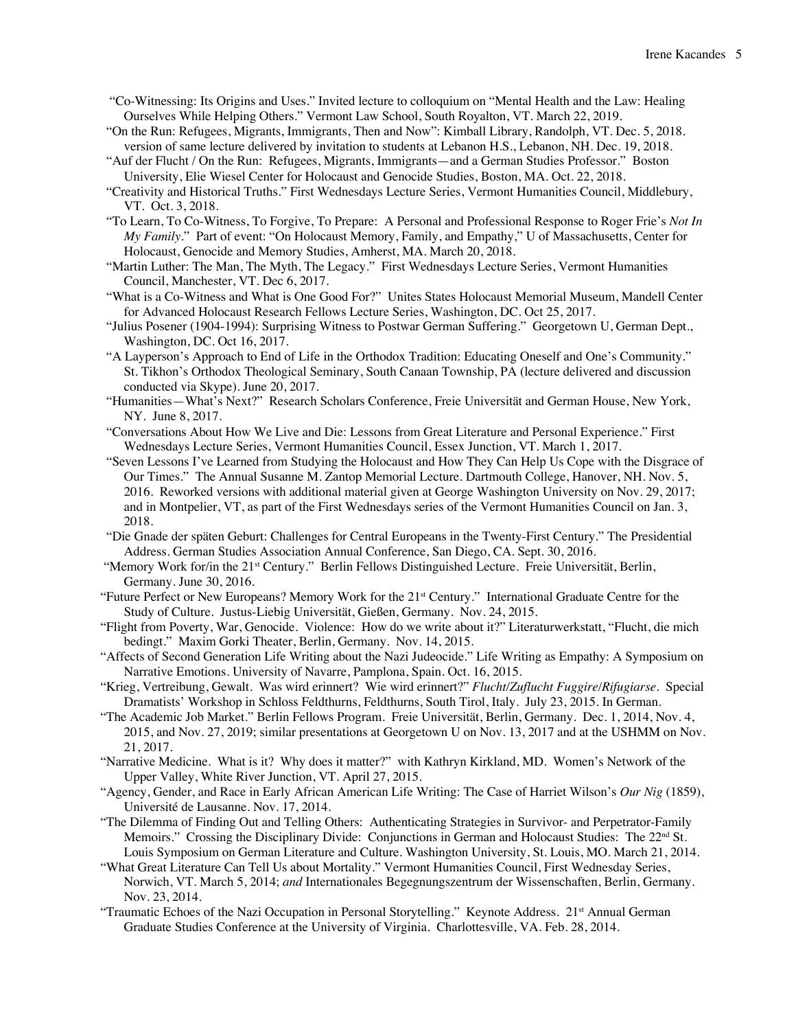"Co-Witnessing: Its Origins and Uses." Invited lecture to colloquium on "Mental Health and the Law: Healing Ourselves While Helping Others." Vermont Law School, South Royalton, VT. March 22, 2019.

"On the Run: Refugees, Migrants, Immigrants, Then and Now": Kimball Library, Randolph, VT. Dec. 5, 2018. version of same lecture delivered by invitation to students at Lebanon H.S., Lebanon, NH. Dec. 19, 2018.

"Auf der Flucht / On the Run: Refugees, Migrants, Immigrants—and a German Studies Professor." Boston University, Elie Wiesel Center for Holocaust and Genocide Studies, Boston, MA. Oct. 22, 2018.

"Creativity and Historical Truths." First Wednesdays Lecture Series, Vermont Humanities Council, Middlebury, VT. Oct. 3, 2018.

"To Learn, To Co-Witness, To Forgive, To Prepare: A Personal and Professional Response to Roger Frie's *Not In My Family*." Part of event: "On Holocaust Memory, Family, and Empathy," U of Massachusetts, Center for Holocaust, Genocide and Memory Studies, Amherst, MA. March 20, 2018.

"Martin Luther: The Man, The Myth, The Legacy." First Wednesdays Lecture Series, Vermont Humanities Council, Manchester, VT. Dec 6, 2017.

"What is a Co-Witness and What is One Good For?" Unites States Holocaust Memorial Museum, Mandell Center for Advanced Holocaust Research Fellows Lecture Series, Washington, DC. Oct 25, 2017.

"Julius Posener (1904-1994): Surprising Witness to Postwar German Suffering." Georgetown U, German Dept., Washington, DC. Oct 16, 2017.

"A Layperson's Approach to End of Life in the Orthodox Tradition: Educating Oneself and One's Community." St. Tikhon's Orthodox Theological Seminary, South Canaan Township, PA (lecture delivered and discussion conducted via Skype). June 20, 2017.

"Humanities—What's Next?" Research Scholars Conference, Freie Universität and German House, New York, NY. June 8, 2017.

"Conversations About How We Live and Die: Lessons from Great Literature and Personal Experience." First Wednesdays Lecture Series, Vermont Humanities Council, Essex Junction, VT. March 1, 2017.

"Seven Lessons I've Learned from Studying the Holocaust and How They Can Help Us Cope with the Disgrace of Our Times." The Annual Susanne M. Zantop Memorial Lecture. Dartmouth College, Hanover, NH. Nov. 5, 2016. Reworked versions with additional material given at George Washington University on Nov. 29, 2017; and in Montpelier, VT, as part of the First Wednesdays series of the Vermont Humanities Council on Jan. 3, 2018.

"Die Gnade der späten Geburt: Challenges for Central Europeans in the Twenty-First Century." The Presidential Address. German Studies Association Annual Conference, San Diego, CA. Sept. 30, 2016.

"Memory Work for/in the 21st Century." Berlin Fellows Distinguished Lecture. Freie Universität, Berlin, Germany. June 30, 2016.

"Future Perfect or New Europeans? Memory Work for the 21st Century." International Graduate Centre for the Study of Culture. Justus-Liebig Universität, Gießen, Germany. Nov. 24, 2015.

"Flight from Poverty, War, Genocide. Violence: How do we write about it?" Literaturwerkstatt, "Flucht, die mich bedingt." Maxim Gorki Theater, Berlin, Germany. Nov. 14, 2015.

"Affects of Second Generation Life Writing about the Nazi Judeocide." Life Writing as Empathy: A Symposium on Narrative Emotions. University of Navarre, Pamplona, Spain. Oct. 16, 2015.

"Krieg, Vertreibung, Gewalt. Was wird erinnert? Wie wird erinnert?" *Flucht/Zuflucht Fuggire/Rifugiarse*. Special Dramatists' Workshop in Schloss Feldthurns, Feldthurns, South Tirol, Italy. July 23, 2015. In German.

"The Academic Job Market." Berlin Fellows Program. Freie Universität, Berlin, Germany. Dec. 1, 2014, Nov. 4, 2015, and Nov. 27, 2019; similar presentations at Georgetown U on Nov. 13, 2017 and at the USHMM on Nov. 21, 2017.

"Narrative Medicine. What is it? Why does it matter?" with Kathryn Kirkland, MD. Women's Network of the Upper Valley, White River Junction, VT. April 27, 2015.

"Agency, Gender, and Race in Early African American Life Writing: The Case of Harriet Wilson's *Our Nig* (1859), Université de Lausanne. Nov. 17, 2014.

"The Dilemma of Finding Out and Telling Others: Authenticating Strategies in Survivor- and Perpetrator-Family Memoirs." Crossing the Disciplinary Divide: Conjunctions in German and Holocaust Studies: The 22nd St. Louis Symposium on German Literature and Culture. Washington University, St. Louis, MO. March 21, 2014.

"What Great Literature Can Tell Us about Mortality." Vermont Humanities Council, First Wednesday Series, Norwich, VT. March 5, 2014; *and* Internationales Begegnungszentrum der Wissenschaften, Berlin, Germany. Nov. 23, 2014.

"Traumatic Echoes of the Nazi Occupation in Personal Storytelling." Keynote Address. 21st Annual German Graduate Studies Conference at the University of Virginia. Charlottesville, VA. Feb. 28, 2014.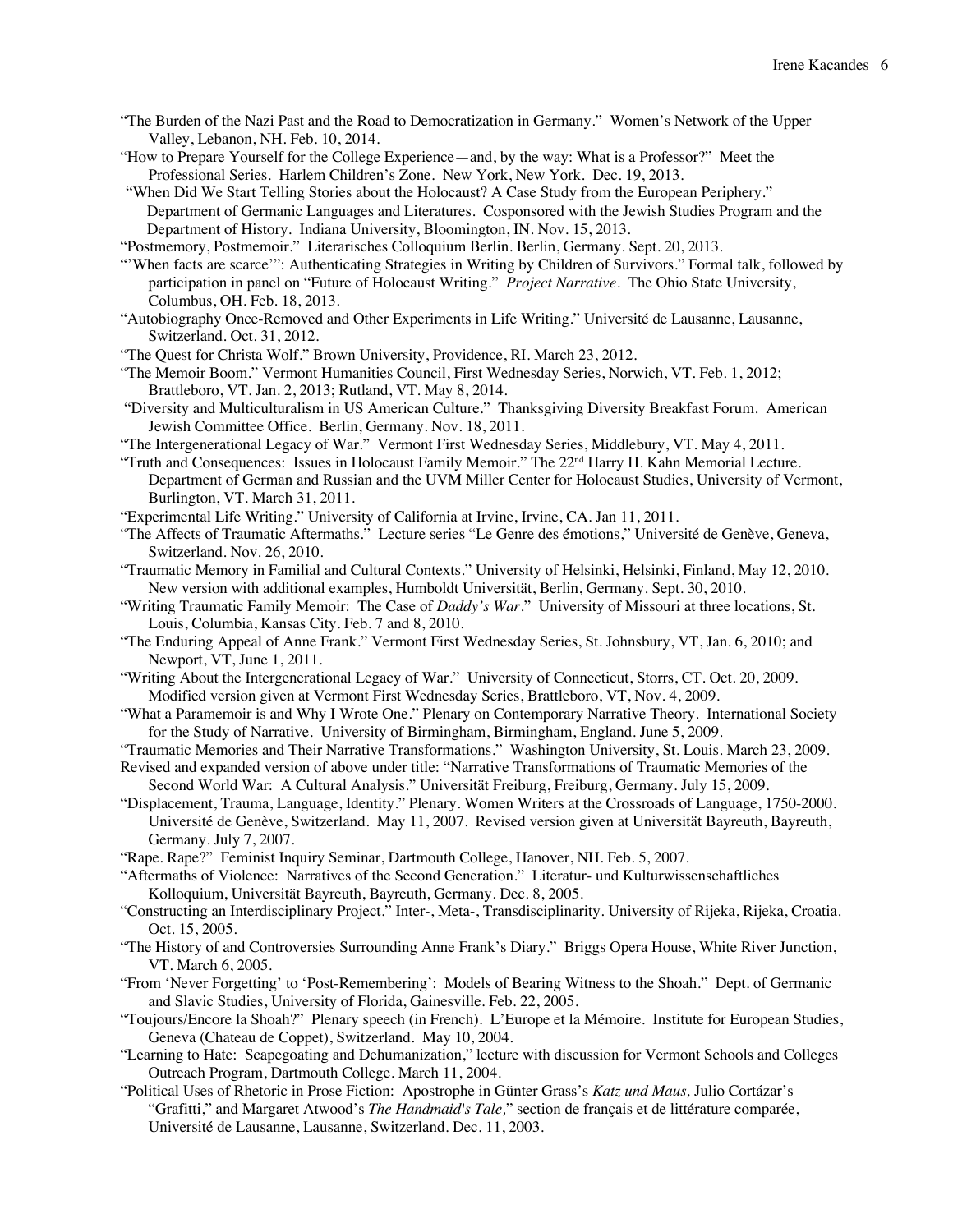"The Burden of the Nazi Past and the Road to Democratization in Germany." Women's Network of the Upper Valley, Lebanon, NH. Feb. 10, 2014.

"How to Prepare Yourself for the College Experience—and, by the way: What is a Professor?" Meet the Professional Series. Harlem Children's Zone. New York, New York. Dec. 19, 2013.

"When Did We Start Telling Stories about the Holocaust? A Case Study from the European Periphery." Department of Germanic Languages and Literatures. Cosponsored with the Jewish Studies Program and the Department of History. Indiana University, Bloomington, IN. Nov. 15, 2013.

"Postmemory, Postmemoir." Literarisches Colloquium Berlin. Berlin, Germany. Sept. 20, 2013.

"'When facts are scarce'": Authenticating Strategies in Writing by Children of Survivors." Formal talk, followed by participation in panel on "Future of Holocaust Writing." *Project Narrative*. The Ohio State University, Columbus, OH. Feb. 18, 2013.

"Autobiography Once-Removed and Other Experiments in Life Writing." Université de Lausanne, Lausanne, Switzerland. Oct. 31, 2012.

"The Quest for Christa Wolf." Brown University, Providence, RI. March 23, 2012.

"The Memoir Boom." Vermont Humanities Council, First Wednesday Series, Norwich, VT. Feb. 1, 2012; Brattleboro, VT. Jan. 2, 2013; Rutland, VT. May 8, 2014.

"Diversity and Multiculturalism in US American Culture." Thanksgiving Diversity Breakfast Forum. American Jewish Committee Office. Berlin, Germany. Nov. 18, 2011.

"The Intergenerational Legacy of War." Vermont First Wednesday Series, Middlebury, VT. May 4, 2011.

"Truth and Consequences: Issues in Holocaust Family Memoir." The 22nd Harry H. Kahn Memorial Lecture. Department of German and Russian and the UVM Miller Center for Holocaust Studies, University of Vermont, Burlington, VT. March 31, 2011.

"Experimental Life Writing." University of California at Irvine, Irvine, CA. Jan 11, 2011.

"The Affects of Traumatic Aftermaths." Lecture series "Le Genre des émotions," Université de Genève, Geneva, Switzerland. Nov. 26, 2010.

"Traumatic Memory in Familial and Cultural Contexts." University of Helsinki, Helsinki, Finland, May 12, 2010. New version with additional examples, Humboldt Universität, Berlin, Germany. Sept. 30, 2010.

"Writing Traumatic Family Memoir: The Case of *Daddy's War*." University of Missouri at three locations, St. Louis, Columbia, Kansas City. Feb. 7 and 8, 2010.

"The Enduring Appeal of Anne Frank." Vermont First Wednesday Series, St. Johnsbury, VT, Jan. 6, 2010; and Newport, VT, June 1, 2011.

"Writing About the Intergenerational Legacy of War." University of Connecticut, Storrs, CT. Oct. 20, 2009. Modified version given at Vermont First Wednesday Series, Brattleboro, VT, Nov. 4, 2009.

"What a Paramemoir is and Why I Wrote One." Plenary on Contemporary Narrative Theory. International Society for the Study of Narrative. University of Birmingham, Birmingham, England. June 5, 2009.

"Traumatic Memories and Their Narrative Transformations." Washington University, St. Louis. March 23, 2009.

Revised and expanded version of above under title: "Narrative Transformations of Traumatic Memories of the Second World War: A Cultural Analysis." Universität Freiburg, Freiburg, Germany. July 15, 2009.

"Displacement, Trauma, Language, Identity." Plenary. Women Writers at the Crossroads of Language, 1750-2000. Université de Genève, Switzerland. May 11, 2007. Revised version given at Universität Bayreuth, Bayreuth, Germany. July 7, 2007.

"Rape. Rape?" Feminist Inquiry Seminar, Dartmouth College, Hanover, NH. Feb. 5, 2007.

"Aftermaths of Violence: Narratives of the Second Generation." Literatur- und Kulturwissenschaftliches Kolloquium, Universität Bayreuth, Bayreuth, Germany. Dec. 8, 2005.

"Constructing an Interdisciplinary Project." Inter-, Meta-, Transdisciplinarity. University of Rijeka, Rijeka, Croatia. Oct. 15, 2005.

"The History of and Controversies Surrounding Anne Frank's Diary." Briggs Opera House, White River Junction, VT. March 6, 2005.

"From 'Never Forgetting' to 'Post-Remembering': Models of Bearing Witness to the Shoah." Dept. of Germanic and Slavic Studies, University of Florida, Gainesville. Feb. 22, 2005.

"Toujours/Encore la Shoah?" Plenary speech (in French). L'Europe et la Mémoire. Institute for European Studies, Geneva (Chateau de Coppet), Switzerland. May 10, 2004.

"Learning to Hate: Scapegoating and Dehumanization," lecture with discussion for Vermont Schools and Colleges Outreach Program, Dartmouth College. March 11, 2004.

"Political Uses of Rhetoric in Prose Fiction: Apostrophe in Günter Grass's *Katz und Maus,* Julio Cortázar's "Grafitti," and Margaret Atwood's *The Handmaid's Tale,*" section de français et de littérature comparée, Université de Lausanne, Lausanne, Switzerland. Dec. 11, 2003.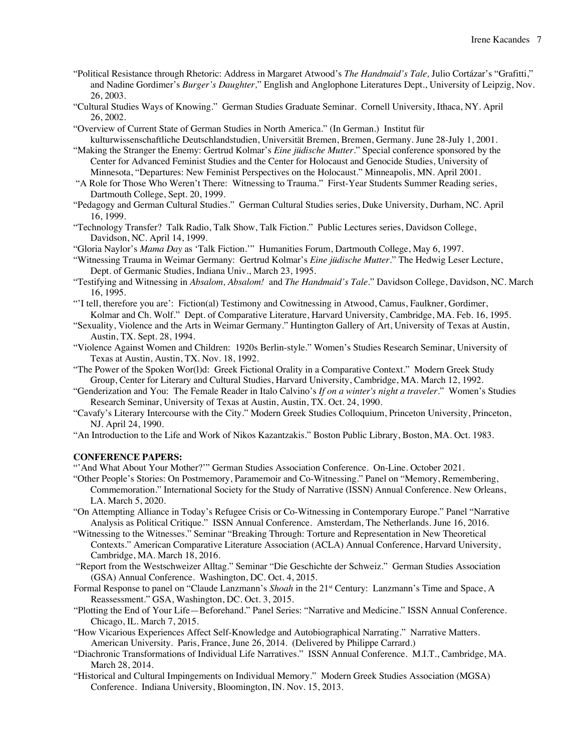"Political Resistance through Rhetoric: Address in Margaret Atwood's *The Handmaid's Tale,* Julio Cortázar's "Grafitti," and Nadine Gordimer's *Burger's Daughter,*" English and Anglophone Literatures Dept., University of Leipzig, Nov. 26, 2003.

"Cultural Studies Ways of Knowing." German Studies Graduate Seminar. Cornell University, Ithaca, NY. April 26, 2002.

"Overview of Current State of German Studies in North America." (In German.) Institut für kulturwissenschaftliche Deutschlandstudien, Universität Bremen, Bremen, Germany. June 28-July 1, 2001.

"Making the Stranger the Enemy: Gertrud Kolmar's *Eine jüdische Mutter*." Special conference sponsored by the Center for Advanced Feminist Studies and the Center for Holocaust and Genocide Studies, University of Minnesota, "Departures: New Feminist Perspectives on the Holocaust." Minneapolis, MN. April 2001.

"A Role for Those Who Weren't There: Witnessing to Trauma." First-Year Students Summer Reading series, Dartmouth College, Sept. 20, 1999.

"Pedagogy and German Cultural Studies." German Cultural Studies series, Duke University, Durham, NC. April 16, 1999.

"Technology Transfer? Talk Radio, Talk Show, Talk Fiction." Public Lectures series, Davidson College, Davidson, NC. April 14, 1999.

"Gloria Naylor's *Mama Day* as 'Talk Fiction.'" Humanities Forum, Dartmouth College, May 6, 1997.

"Witnessing Trauma in Weimar Germany: Gertrud Kolmar's *Eine jüdische Mutter*." The Hedwig Leser Lecture, Dept. of Germanic Studies, Indiana Univ., March 23, 1995.

"Testifying and Witnessing in *Absalom, Absalom!* and *The Handmaid's Tale*." Davidson College, Davidson, NC. March 16, 1995.

"'I tell, therefore you are': Fiction(al) Testimony and Cowitnessing in Atwood, Camus, Faulkner, Gordimer, Kolmar and Ch. Wolf." Dept. of Comparative Literature, Harvard University, Cambridge, MA. Feb. 16, 1995.

"Sexuality, Violence and the Arts in Weimar Germany." Huntington Gallery of Art, University of Texas at Austin, Austin, TX. Sept. 28, 1994.

"Violence Against Women and Children: 1920s Berlin-style." Women's Studies Research Seminar, University of Texas at Austin, Austin, TX. Nov. 18, 1992.

"The Power of the Spoken Wor(l)d: Greek Fictional Orality in a Comparative Context." Modern Greek Study Group, Center for Literary and Cultural Studies, Harvard University, Cambridge, MA. March 12, 1992.

"Genderization and You: The Female Reader in Italo Calvino's *If on a winter's night a traveler*." Women's Studies Research Seminar, University of Texas at Austin, Austin, TX. Oct. 24, 1990.

"Cavafy's Literary Intercourse with the City." Modern Greek Studies Colloquium, Princeton University, Princeton, NJ. April 24, 1990.

"An Introduction to the Life and Work of Nikos Kazantzakis." Boston Public Library, Boston, MA. Oct. 1983.

**CONFERENCE PAPERS:**

"'And What About Your Mother?'" German Studies Association Conference. On-Line. October 2021.

"Other People's Stories: On Postmemory, Paramemoir and Co-Witnessing." Panel on "Memory, Remembering, Commemoration." International Society for the Study of Narrative (ISSN) Annual Conference. New Orleans, LA. March 5, 2020.

"On Attempting Alliance in Today's Refugee Crisis or Co-Witnessing in Contemporary Europe." Panel "Narrative Analysis as Political Critique." ISSN Annual Conference. Amsterdam, The Netherlands. June 16, 2016.

"Witnessing to the Witnesses." Seminar "Breaking Through: Torture and Representation in New Theoretical Contexts." American Comparative Literature Association (ACLA) Annual Conference, Harvard University, Cambridge, MA. March 18, 2016.

"Report from the Westschweizer Alltag." Seminar "Die Geschichte der Schweiz." German Studies Association (GSA) Annual Conference. Washington, DC. Oct. 4, 2015.

Formal Response to panel on "Claude Lanzmann's *Shoah* in the 21st Century: Lanzmann's Time and Space, A Reassessment." GSA, Washington, DC. Oct. 3, 2015.

"Plotting the End of Your Life—Beforehand." Panel Series: "Narrative and Medicine." ISSN Annual Conference. Chicago, IL. March 7, 2015.

"How Vicarious Experiences Affect Self-Knowledge and Autobiographical Narrating." Narrative Matters. American University. Paris, France, June 26, 2014. (Delivered by Philippe Carrard.)

"Diachronic Transformations of Individual Life Narratives." ISSN Annual Conference. M.I.T., Cambridge, MA. March 28, 2014.

"Historical and Cultural Impingements on Individual Memory." Modern Greek Studies Association (MGSA) Conference. Indiana University, Bloomington, IN. Nov. 15, 2013.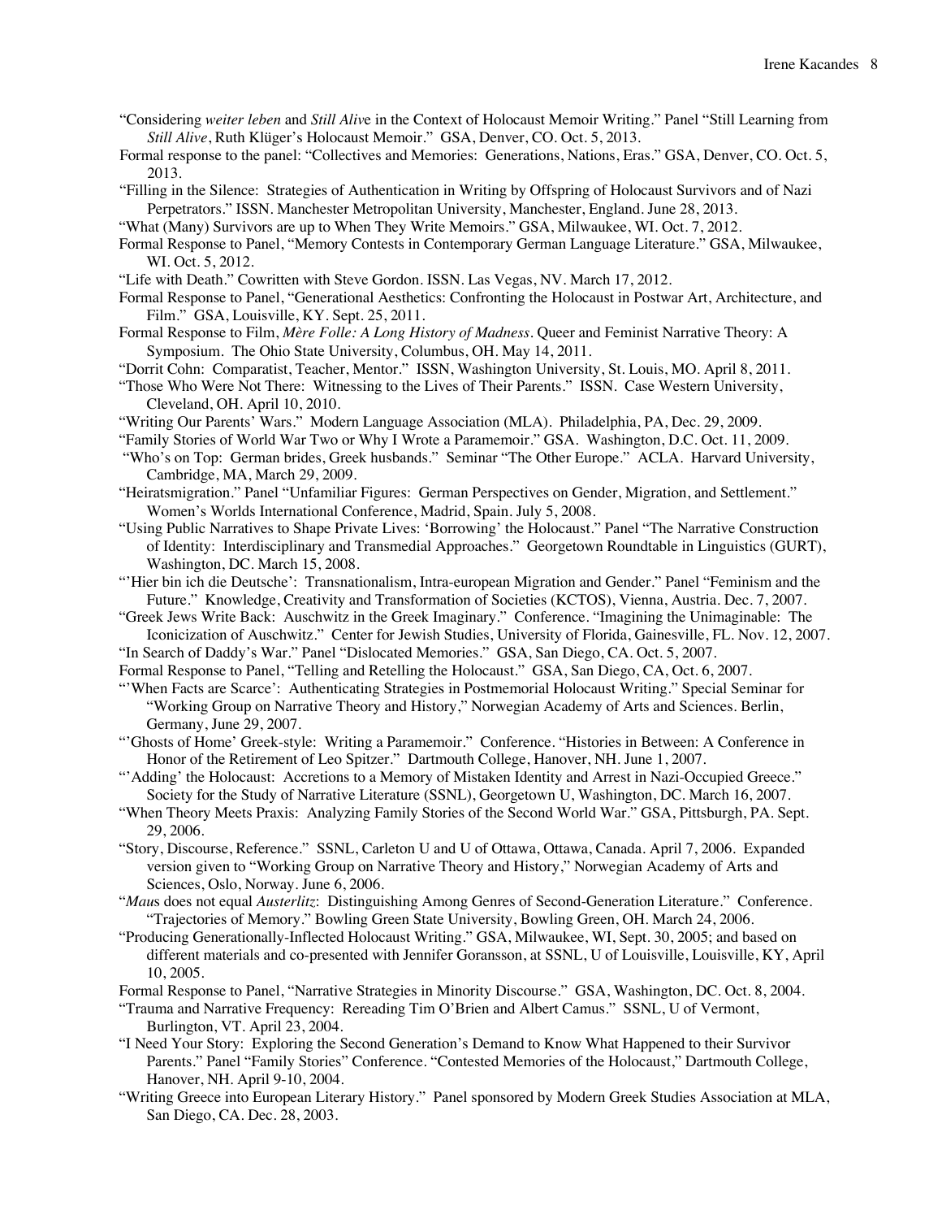"Considering *weiter leben* and *Still Alive* in the Context of Holocaust Memoir Writing." Panel "Still Learning from *Still Alive*, Ruth Klüger's Holocaust Memoir." GSA, Denver, CO. Oct. 5, 2013.

Formal response to the panel: "Collectives and Memories: Generations, Nations, Eras." GSA, Denver, CO. Oct. 5, 2013.

"Filling in the Silence: Strategies of Authentication in Writing by Offspring of Holocaust Survivors and of Nazi Perpetrators." ISSN. Manchester Metropolitan University, Manchester, England. June 28, 2013.

"What (Many) Survivors are up to When They Write Memoirs." GSA, Milwaukee, WI. Oct. 7, 2012.

Formal Response to Panel, "Memory Contests in Contemporary German Language Literature." GSA, Milwaukee, WI. Oct. 5, 2012.

"Life with Death." Cowritten with Steve Gordon. ISSN. Las Vegas, NV. March 17, 2012.

Formal Response to Panel, "Generational Aesthetics: Confronting the Holocaust in Postwar Art, Architecture, and Film." GSA, Louisville, KY. Sept. 25, 2011.

Formal Response to Film, *Mère Folle: A Long History of Madness*. Queer and Feminist Narrative Theory: A Symposium. The Ohio State University, Columbus, OH. May 14, 2011.

"Dorrit Cohn: Comparatist, Teacher, Mentor." ISSN, Washington University, St. Louis, MO. April 8, 2011.

"Those Who Were Not There: Witnessing to the Lives of Their Parents." ISSN. Case Western University, Cleveland, OH. April 10, 2010.

"Writing Our Parents' Wars." Modern Language Association (MLA). Philadelphia, PA, Dec. 29, 2009.

"Family Stories of World War Two or Why I Wrote a Paramemoir." GSA. Washington, D.C. Oct. 11, 2009.

"Who's on Top: German brides, Greek husbands." Seminar "The Other Europe." ACLA. Harvard University, Cambridge, MA, March 29, 2009.

"Heiratsmigration." Panel "Unfamiliar Figures: German Perspectives on Gender, Migration, and Settlement." Women's Worlds International Conference, Madrid, Spain. July 5, 2008.

"Using Public Narratives to Shape Private Lives: 'Borrowing' the Holocaust." Panel "The Narrative Construction of Identity: Interdisciplinary and Transmedial Approaches." Georgetown Roundtable in Linguistics (GURT), Washington, DC. March 15, 2008.

"'Hier bin ich die Deutsche': Transnationalism, Intra-european Migration and Gender." Panel "Feminism and the Future." Knowledge, Creativity and Transformation of Societies (KCTOS), Vienna, Austria. Dec. 7, 2007.

"Greek Jews Write Back: Auschwitz in the Greek Imaginary." Conference. "Imagining the Unimaginable: The Iconicization of Auschwitz." Center for Jewish Studies, University of Florida, Gainesville, FL. Nov. 12, 2007.

"In Search of Daddy's War." Panel "Dislocated Memories." GSA, San Diego, CA. Oct. 5, 2007.

Formal Response to Panel, "Telling and Retelling the Holocaust." GSA, San Diego, CA, Oct. 6, 2007.

"'When Facts are Scarce': Authenticating Strategies in Postmemorial Holocaust Writing." Special Seminar for "Working Group on Narrative Theory and History," Norwegian Academy of Arts and Sciences. Berlin, Germany, June 29, 2007.

"'Ghosts of Home' Greek-style: Writing a Paramemoir." Conference. "Histories in Between: A Conference in Honor of the Retirement of Leo Spitzer." Dartmouth College, Hanover, NH. June 1, 2007.

"'Adding' the Holocaust: Accretions to a Memory of Mistaken Identity and Arrest in Nazi-Occupied Greece." Society for the Study of Narrative Literature (SSNL), Georgetown U, Washington, DC. March 16, 2007.

"When Theory Meets Praxis: Analyzing Family Stories of the Second World War." GSA, Pittsburgh, PA. Sept. 29, 2006.

"Story, Discourse, Reference." SSNL, Carleton U and U of Ottawa, Ottawa, Canada. April 7, 2006. Expanded version given to "Working Group on Narrative Theory and History," Norwegian Academy of Arts and Sciences, Oslo, Norway. June 6, 2006.

"*Maus* does not equal *Austerlitz*: Distinguishing Among Genres of Second-Generation Literature." Conference. "Trajectories of Memory." Bowling Green State University, Bowling Green, OH. March 24, 2006.

"Producing Generationally-Inflected Holocaust Writing." GSA, Milwaukee, WI, Sept. 30, 2005; and based on different materials and co-presented with Jennifer Goransson, at SSNL, U of Louisville, Louisville, KY, April 10, 2005.

Formal Response to Panel, "Narrative Strategies in Minority Discourse." GSA, Washington, DC. Oct. 8, 2004.

"Trauma and Narrative Frequency: Rereading Tim O'Brien and Albert Camus." SSNL, U of Vermont, Burlington, VT. April 23, 2004.

"I Need Your Story: Exploring the Second Generation's Demand to Know What Happened to their Survivor Parents." Panel "Family Stories" Conference. "Contested Memories of the Holocaust," Dartmouth College, Hanover, NH. April 9-10, 2004.

"Writing Greece into European Literary History." Panel sponsored by Modern Greek Studies Association at MLA, San Diego, CA. Dec. 28, 2003.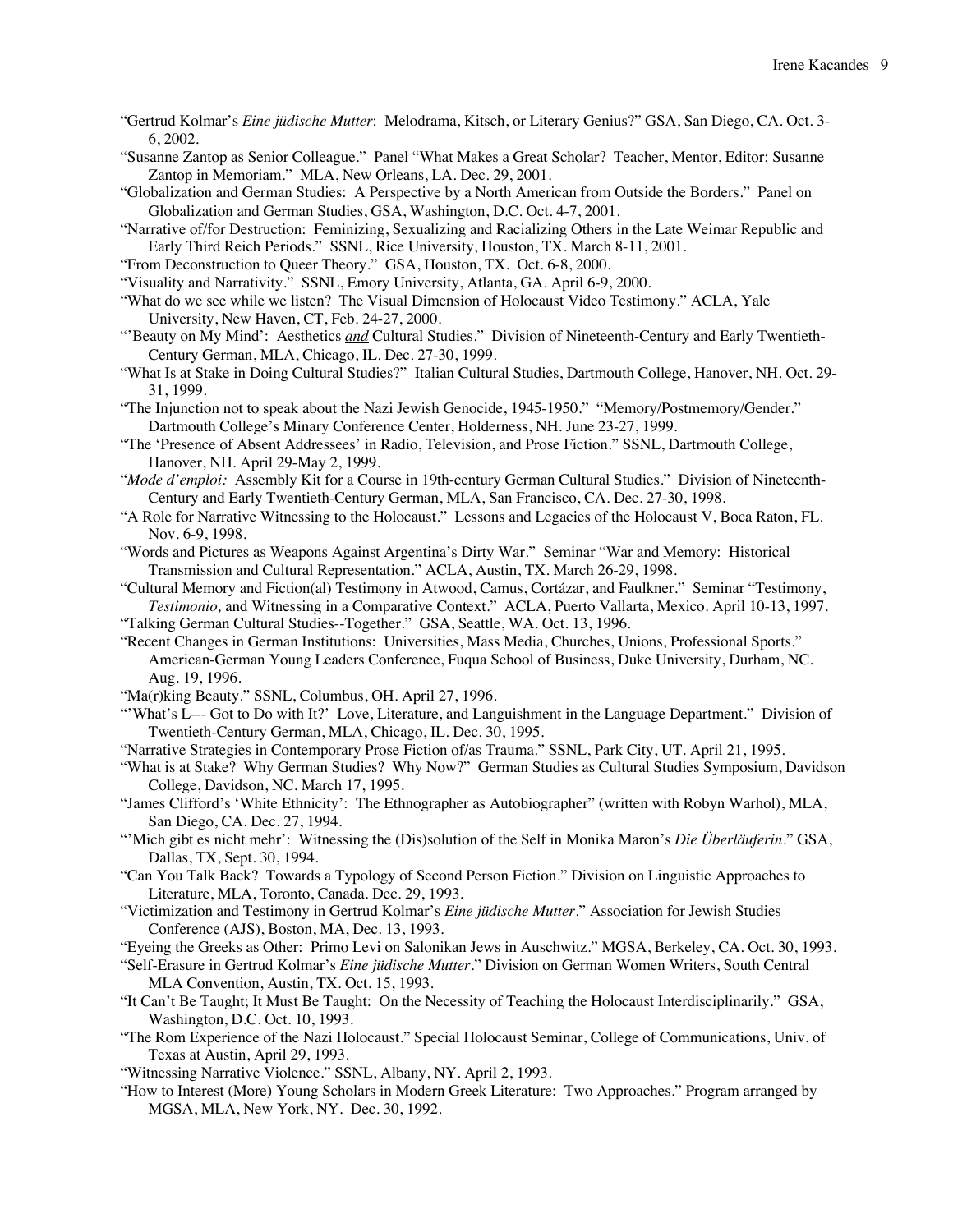"Gertrud Kolmar's *Eine jüdische Mutter*: Melodrama, Kitsch, or Literary Genius?" GSA, San Diego, CA. Oct. 3-6, 2002.

"Susanne Zantop as Senior Colleague." Panel "What Makes a Great Scholar? Teacher, Mentor, Editor: Susanne Zantop in Memoriam." MLA, New Orleans, LA. Dec. 29, 2001.

"Globalization and German Studies: A Perspective by a North American from Outside the Borders." Panel on Globalization and German Studies, GSA, Washington, D.C. Oct. 4-7, 2001.

"Narrative of/for Destruction: Feminizing, Sexualizing and Racializing Others in the Late Weimar Republic and Early Third Reich Periods." SSNL, Rice University, Houston, TX. March 8-11, 2001.

"From Deconstruction to Queer Theory." GSA, Houston, TX. Oct. 6-8, 2000.

"Visuality and Narrativity." SSNL, Emory University, Atlanta, GA. April 6-9, 2000.

"What do we see while we listen? The Visual Dimension of Holocaust Video Testimony." ACLA, Yale University, New Haven, CT, Feb. 24-27, 2000.

"'Beauty on My Mind': Aesthetics ***and*** Cultural Studies." Division of Nineteenth-Century and Early Twentieth-Century German, MLA, Chicago, IL. Dec. 27-30, 1999.

"What Is at Stake in Doing Cultural Studies?" Italian Cultural Studies, Dartmouth College, Hanover, NH. Oct. 29-31, 1999.

"The Injunction not to speak about the Nazi Jewish Genocide, 1945-1950." "Memory/Postmemory/Gender." Dartmouth College's Minary Conference Center, Holderness, NH. June 23-27, 1999.

"The 'Presence of Absent Addressees' in Radio, Television, and Prose Fiction." SSNL, Dartmouth College, Hanover, NH. April 29-May 2, 1999.

"*Mode d'emploi:* Assembly Kit for a Course in 19th-century German Cultural Studies." Division of Nineteenth-Century and Early Twentieth-Century German, MLA, San Francisco, CA. Dec. 27-30, 1998.

"A Role for Narrative Witnessing to the Holocaust." Lessons and Legacies of the Holocaust V, Boca Raton, FL. Nov. 6-9, 1998.

"Words and Pictures as Weapons Against Argentina's Dirty War." Seminar "War and Memory: Historical Transmission and Cultural Representation." ACLA, Austin, TX. March 26-29, 1998.

"Cultural Memory and Fiction(al) Testimony in Atwood, Camus, Cortázar, and Faulkner." Seminar "Testimony, *Testimonio,* and Witnessing in a Comparative Context." ACLA, Puerto Vallarta, Mexico. April 10-13, 1997.

"Talking German Cultural Studies--Together." GSA, Seattle, WA. Oct. 13, 1996.

"Recent Changes in German Institutions: Universities, Mass Media, Churches, Unions, Professional Sports." American-German Young Leaders Conference, Fuqua School of Business, Duke University, Durham, NC. Aug. 19, 1996.

"Ma(r)king Beauty." SSNL, Columbus, OH. April 27, 1996.

"'What's L--- Got to Do with It?' Love, Literature, and Languishment in the Language Department." Division of Twentieth-Century German, MLA, Chicago, IL. Dec. 30, 1995.

"Narrative Strategies in Contemporary Prose Fiction of/as Trauma." SSNL, Park City, UT. April 21, 1995.

"What is at Stake? Why German Studies? Why Now?" German Studies as Cultural Studies Symposium, Davidson College, Davidson, NC. March 17, 1995.

"James Clifford's 'White Ethnicity': The Ethnographer as Autobiographer" (written with Robyn Warhol), MLA, San Diego, CA. Dec. 27, 1994.

"'Mich gibt es nicht mehr': Witnessing the (Dis)solution of the Self in Monika Maron's *Die Überläuferin*." GSA, Dallas, TX, Sept. 30, 1994.

"Can You Talk Back? Towards a Typology of Second Person Fiction." Division on Linguistic Approaches to Literature, MLA, Toronto, Canada. Dec. 29, 1993.

"Victimization and Testimony in Gertrud Kolmar's *Eine jüdische Mutter*." Association for Jewish Studies Conference (AJS), Boston, MA, Dec. 13, 1993.

"Eyeing the Greeks as Other: Primo Levi on Salonikan Jews in Auschwitz." MGSA, Berkeley, CA. Oct. 30, 1993.

"Self-Erasure in Gertrud Kolmar's *Eine jüdische Mutter*." Division on German Women Writers, South Central MLA Convention, Austin, TX. Oct. 15, 1993.

"It Can't Be Taught; It Must Be Taught: On the Necessity of Teaching the Holocaust Interdisciplinarily." GSA, Washington, D.C. Oct. 10, 1993.

"The Rom Experience of the Nazi Holocaust." Special Holocaust Seminar, College of Communications, Univ. of Texas at Austin, April 29, 1993.

"Witnessing Narrative Violence." SSNL, Albany, NY. April 2, 1993.

"How to Interest (More) Young Scholars in Modern Greek Literature: Two Approaches." Program arranged by MGSA, MLA, New York, NY. Dec. 30, 1992.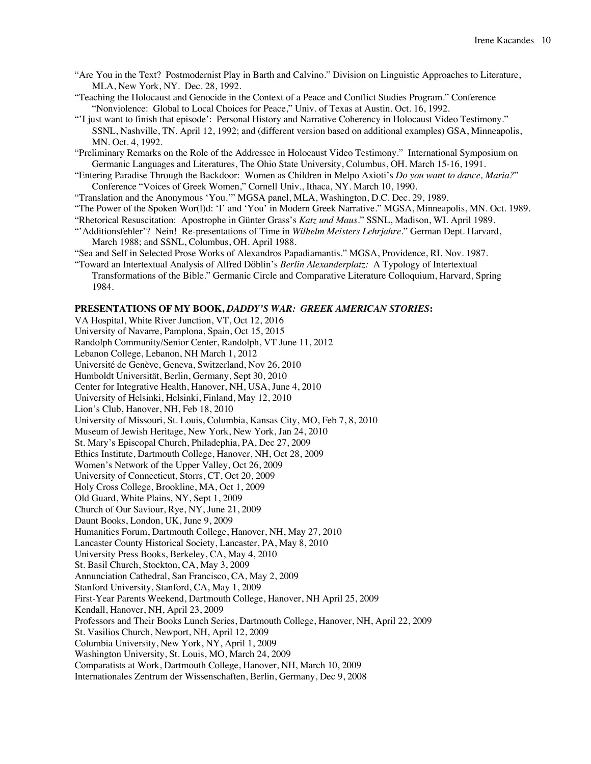"Are You in the Text? Postmodernist Play in Barth and Calvino." Division on Linguistic Approaches to Literature, MLA, New York, NY. Dec. 28, 1992.

"Teaching the Holocaust and Genocide in the Context of a Peace and Conflict Studies Program." Conference "Nonviolence: Global to Local Choices for Peace," Univ. of Texas at Austin. Oct. 16, 1992.

"'I just want to finish that episode': Personal History and Narrative Coherency in Holocaust Video Testimony." SSNL, Nashville, TN. April 12, 1992; and (different version based on additional examples) GSA, Minneapolis, MN. Oct. 4, 1992.

"Preliminary Remarks on the Role of the Addressee in Holocaust Video Testimony." International Symposium on Germanic Languages and Literatures, The Ohio State University, Columbus, OH. March 15-16, 1991.

"Entering Paradise Through the Backdoor: Women as Children in Melpo Axioti's *Do you want to dance, Maria?*" Conference "Voices of Greek Women," Cornell Univ., Ithaca, NY. March 10, 1990.

"Translation and the Anonymous 'You.'" MGSA panel, MLA, Washington, D.C. Dec. 29, 1989.

"The Power of the Spoken Wor(l)d: 'I' and 'You' in Modern Greek Narrative." MGSA, Minneapolis, MN. Oct. 1989.

"Rhetorical Resuscitation: Apostrophe in Günter Grass's *Katz und Maus*." SSNL, Madison, WI. April 1989.

"'Additionsfehler'? Nein! Re-presentations of Time in *Wilhelm Meisters Lehrjahre*." German Dept. Harvard, March 1988; and SSNL, Columbus, OH. April 1988.

"Sea and Self in Selected Prose Works of Alexandros Papadiamantis." MGSA, Providence, RI. Nov. 1987.

"Toward an Intertextual Analysis of Alfred Döblin's *Berlin Alexanderplatz:* A Typology of Intertextual Transformations of the Bible." Germanic Circle and Comparative Literature Colloquium, Harvard, Spring 1984.

**PRESENTATIONS OF MY BOOK, *DADDY'S WAR: GREEK AMERICAN STORIES*:**

VA Hospital, White River Junction, VT, Oct 12, 2016
University of Navarre, Pamplona, Spain, Oct 15, 2015
Randolph Community/Senior Center, Randolph, VT June 11, 2012
Lebanon College, Lebanon, NH March 1, 2012
Université de Genève, Geneva, Switzerland, Nov 26, 2010
Humboldt Universität, Berlin, Germany, Sept 30, 2010
Center for Integrative Health, Hanover, NH, USA, June 4, 2010
University of Helsinki, Helsinki, Finland, May 12, 2010
Lion's Club, Hanover, NH, Feb 18, 2010
University of Missouri, St. Louis, Columbia, Kansas City, MO, Feb 7, 8, 2010
Museum of Jewish Heritage, New York, New York, Jan 24, 2010
St. Mary's Episcopal Church, Philadephia, PA, Dec 27, 2009
Ethics Institute, Dartmouth College, Hanover, NH, Oct 28, 2009
Women's Network of the Upper Valley, Oct 26, 2009
University of Connecticut, Storrs, CT, Oct 20, 2009
Holy Cross College, Brookline, MA, Oct 1, 2009
Old Guard, White Plains, NY, Sept 1, 2009
Church of Our Saviour, Rye, NY, June 21, 2009
Daunt Books, London, UK, June 9, 2009
Humanities Forum, Dartmouth College, Hanover, NH, May 27, 2010
Lancaster County Historical Society, Lancaster, PA, May 8, 2010
University Press Books, Berkeley, CA, May 4, 2010
St. Basil Church, Stockton, CA, May 3, 2009
Annunciation Cathedral, San Francisco, CA, May 2, 2009
Stanford University, Stanford, CA, May 1, 2009
First-Year Parents Weekend, Dartmouth College, Hanover, NH April 25, 2009
Kendall, Hanover, NH, April 23, 2009
Professors and Their Books Lunch Series, Dartmouth College, Hanover, NH, April 22, 2009
St. Vasilios Church, Newport, NH, April 12, 2009
Columbia University, New York, NY, April 1, 2009
Washington University, St. Louis, MO, March 24, 2009
Comparatists at Work, Dartmouth College, Hanover, NH, March 10, 2009
Internationales Zentrum der Wissenschaften, Berlin, Germany, Dec 9, 2008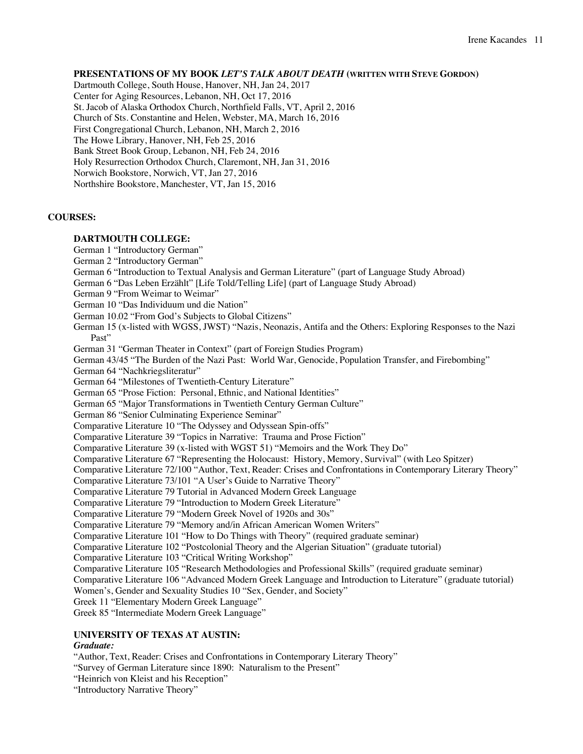**PRESENTATIONS OF MY BOOK *LET'S TALK ABOUT DEATH* (WRITTEN WITH STEVE GORDON)**

Dartmouth College, South House, Hanover, NH, Jan 24, 2017
Center for Aging Resources, Lebanon, NH, Oct 17, 2016
St. Jacob of Alaska Orthodox Church, Northfield Falls, VT, April 2, 2016
Church of Sts. Constantine and Helen, Webster, MA, March 16, 2016
First Congregational Church, Lebanon, NH, March 2, 2016
The Howe Library, Hanover, NH, Feb 25, 2016
Bank Street Book Group, Lebanon, NH, Feb 24, 2016
Holy Resurrection Orthodox Church, Claremont, NH, Jan 31, 2016
Norwich Bookstore, Norwich, VT, Jan 27, 2016
Northshire Bookstore, Manchester, VT, Jan 15, 2016

**COURSES:**

**DARTMOUTH COLLEGE:**

German 1 "Introductory German"
German 2 "Introductory German"
German 6 "Introduction to Textual Analysis and German Literature" (part of Language Study Abroad)
German 6 "Das Leben Erzählt" [Life Told/Telling Life] (part of Language Study Abroad)
German 9 "From Weimar to Weimar"
German 10 "Das Individuum und die Nation"
German 10.02 "From God's Subjects to Global Citizens"
German 15 (x-listed with WGSS, JWST) "Nazis, Neonazis, Antifa and the Others: Exploring Responses to the Nazi Past"
German 31 "German Theater in Context" (part of Foreign Studies Program)
German 43/45 "The Burden of the Nazi Past: World War, Genocide, Population Transfer, and Firebombing"
German 64 "Nachkriegsliteratur"
German 64 "Milestones of Twentieth-Century Literature"
German 65 "Prose Fiction: Personal, Ethnic, and National Identities"
German 65 "Major Transformations in Twentieth Century German Culture"
German 86 "Senior Culminating Experience Seminar"
Comparative Literature 10 "The Odyssey and Odyssean Spin-offs"
Comparative Literature 39 "Topics in Narrative: Trauma and Prose Fiction"
Comparative Literature 39 (x-listed with WGST 51) "Memoirs and the Work They Do"
Comparative Literature 67 "Representing the Holocaust: History, Memory, Survival" (with Leo Spitzer)
Comparative Literature 72/100 "Author, Text, Reader: Crises and Confrontations in Contemporary Literary Theory"
Comparative Literature 73/101 "A User's Guide to Narrative Theory"
Comparative Literature 79 Tutorial in Advanced Modern Greek Language
Comparative Literature 79 "Introduction to Modern Greek Literature"
Comparative Literature 79 "Modern Greek Novel of 1920s and 30s"
Comparative Literature 79 "Memory and/in African American Women Writers"
Comparative Literature 101 "How to Do Things with Theory" (required graduate seminar)
Comparative Literature 102 "Postcolonial Theory and the Algerian Situation" (graduate tutorial)
Comparative Literature 103 "Critical Writing Workshop"
Comparative Literature 105 "Research Methodologies and Professional Skills" (required graduate seminar)
Comparative Literature 106 "Advanced Modern Greek Language and Introduction to Literature" (graduate tutorial)
Women's, Gender and Sexuality Studies 10 "Sex, Gender, and Society"
Greek 11 "Elementary Modern Greek Language"
Greek 85 "Intermediate Modern Greek Language"

**UNIVERSITY OF TEXAS AT AUSTIN:**

***Graduate:***

"Author, Text, Reader: Crises and Confrontations in Contemporary Literary Theory"
"Survey of German Literature since 1890: Naturalism to the Present"
"Heinrich von Kleist and his Reception"
"Introductory Narrative Theory"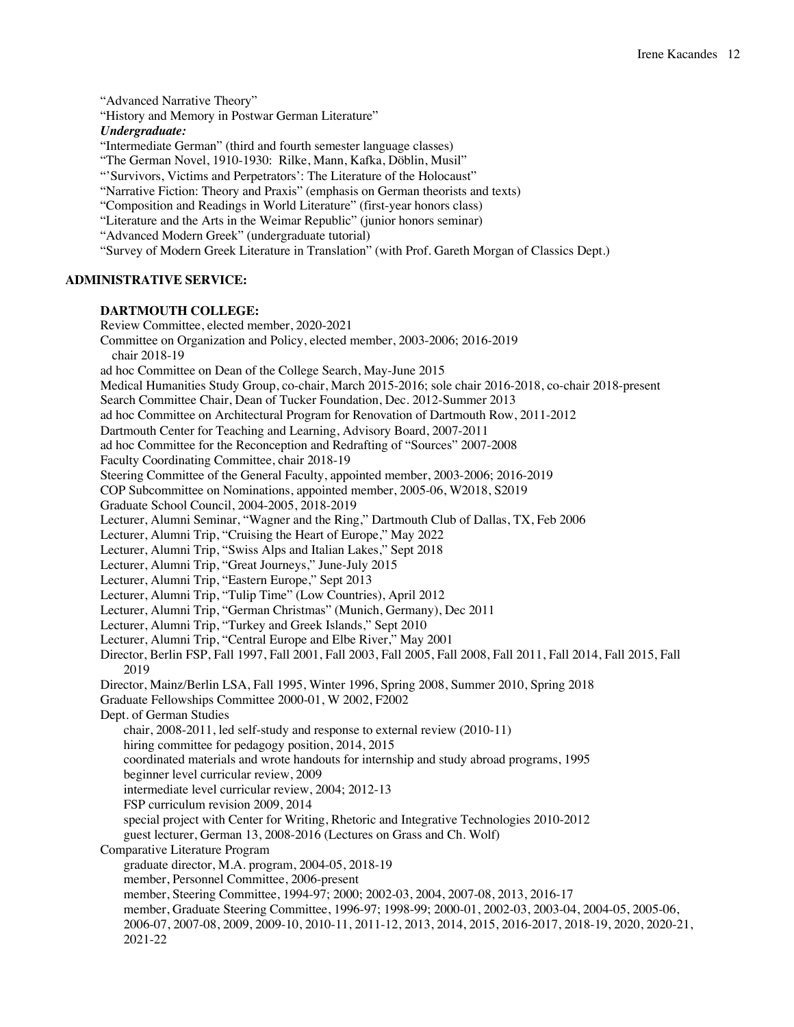"Advanced Narrative Theory"
"History and Memory in Postwar German Literature"

***Undergraduate:***

"Intermediate German" (third and fourth semester language classes)
"The German Novel, 1910-1930: Rilke, Mann, Kafka, Döblin, Musil"
"'Survivors, Victims and Perpetrators': The Literature of the Holocaust"
"Narrative Fiction: Theory and Praxis" (emphasis on German theorists and texts)
"Composition and Readings in World Literature" (first-year honors class)
"Literature and the Arts in the Weimar Republic" (junior honors seminar)
"Advanced Modern Greek" (undergraduate tutorial)
"Survey of Modern Greek Literature in Translation" (with Prof. Gareth Morgan of Classics Dept.)

## ADMINISTRATIVE SERVICE:

### DARTMOUTH COLLEGE:

Review Committee, elected member, 2020-2021
Committee on Organization and Policy, elected member, 2003-2006; 2016-2019
  chair 2018-19
ad hoc Committee on Dean of the College Search, May-June 2015
Medical Humanities Study Group, co-chair, March 2015-2016; sole chair 2016-2018, co-chair 2018-present
Search Committee Chair, Dean of Tucker Foundation, Dec. 2012-Summer 2013
ad hoc Committee on Architectural Program for Renovation of Dartmouth Row, 2011-2012
Dartmouth Center for Teaching and Learning, Advisory Board, 2007-2011
ad hoc Committee for the Reconception and Redrafting of "Sources" 2007-2008
Faculty Coordinating Committee, chair 2018-19
Steering Committee of the General Faculty, appointed member, 2003-2006; 2016-2019
COP Subcommittee on Nominations, appointed member, 2005-06, W2018, S2019
Graduate School Council, 2004-2005, 2018-2019
Lecturer, Alumni Seminar, "Wagner and the Ring," Dartmouth Club of Dallas, TX, Feb 2006
Lecturer, Alumni Trip, "Cruising the Heart of Europe," May 2022
Lecturer, Alumni Trip, "Swiss Alps and Italian Lakes," Sept 2018
Lecturer, Alumni Trip, "Great Journeys," June-July 2015
Lecturer, Alumni Trip, "Eastern Europe," Sept 2013
Lecturer, Alumni Trip, "Tulip Time" (Low Countries), April 2012
Lecturer, Alumni Trip, "German Christmas" (Munich, Germany), Dec 2011
Lecturer, Alumni Trip, "Turkey and Greek Islands," Sept 2010
Lecturer, Alumni Trip, "Central Europe and Elbe River," May 2001
Director, Berlin FSP, Fall 1997, Fall 2001, Fall 2003, Fall 2005, Fall 2008, Fall 2011, Fall 2014, Fall 2015, Fall 2019
Director, Mainz/Berlin LSA, Fall 1995, Winter 1996, Spring 2008, Summer 2010, Spring 2018
Graduate Fellowships Committee 2000-01, W 2002, F2002
Dept. of German Studies
  chair, 2008-2011, led self-study and response to external review (2010-11)
  hiring committee for pedagogy position, 2014, 2015
  coordinated materials and wrote handouts for internship and study abroad programs, 1995
  beginner level curricular review, 2009
  intermediate level curricular review, 2004; 2012-13
  FSP curriculum revision 2009, 2014
  special project with Center for Writing, Rhetoric and Integrative Technologies 2010-2012
  guest lecturer, German 13, 2008-2016 (Lectures on Grass and Ch. Wolf)
Comparative Literature Program
  graduate director, M.A. program, 2004-05, 2018-19
  member, Personnel Committee, 2006-present
  member, Steering Committee, 1994-97; 2000; 2002-03, 2004, 2007-08, 2013, 2016-17
  member, Graduate Steering Committee, 1996-97; 1998-99; 2000-01, 2002-03, 2003-04, 2004-05, 2005-06, 2006-07, 2007-08, 2009, 2009-10, 2010-11, 2011-12, 2013, 2014, 2015, 2016-2017, 2018-19, 2020, 2020-21, 2021-22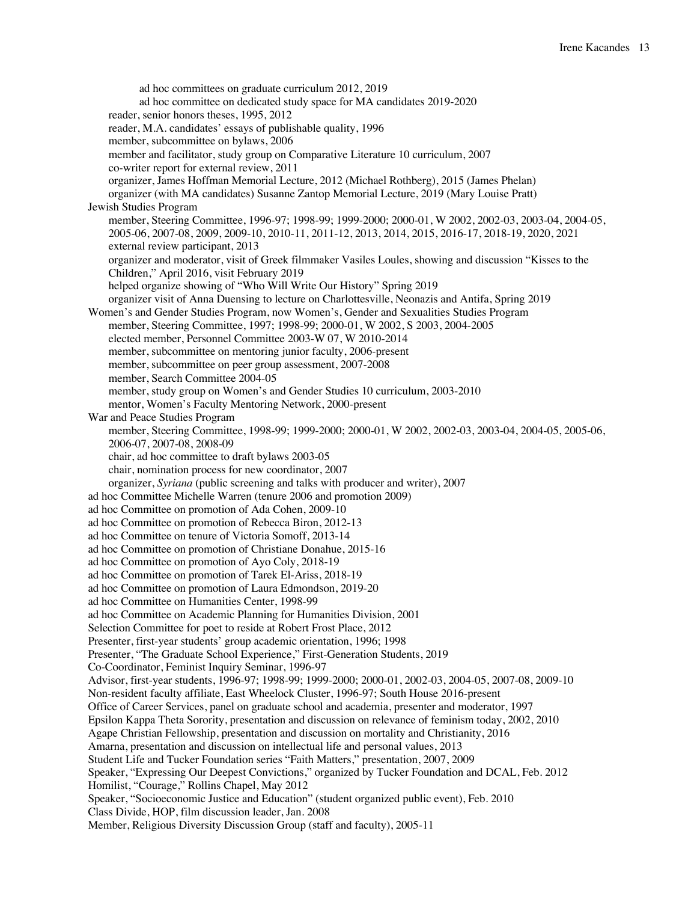ad hoc committees on graduate curriculum 2012, 2019
ad hoc committee on dedicated study space for MA candidates 2019-2020
reader, senior honors theses, 1995, 2012
reader, M.A. candidates' essays of publishable quality, 1996
member, subcommittee on bylaws, 2006
member and facilitator, study group on Comparative Literature 10 curriculum, 2007
co-writer report for external review, 2011
organizer, James Hoffman Memorial Lecture, 2012 (Michael Rothberg), 2015 (James Phelan)
organizer (with MA candidates) Susanne Zantop Memorial Lecture, 2019 (Mary Louise Pratt)

Jewish Studies Program
member, Steering Committee, 1996-97; 1998-99; 1999-2000; 2000-01, W 2002, 2002-03, 2003-04, 2004-05, 2005-06, 2007-08, 2009, 2009-10, 2010-11, 2011-12, 2013, 2014, 2015, 2016-17, 2018-19, 2020, 2021
external review participant, 2013
organizer and moderator, visit of Greek filmmaker Vasiles Loules, showing and discussion "Kisses to the Children," April 2016, visit February 2019
helped organize showing of "Who Will Write Our History" Spring 2019
organizer visit of Anna Duensing to lecture on Charlottesville, Neonazis and Antifa, Spring 2019

Women's and Gender Studies Program, now Women's, Gender and Sexualities Studies Program
member, Steering Committee, 1997; 1998-99; 2000-01, W 2002, S 2003, 2004-2005
elected member, Personnel Committee 2003-W 07, W 2010-2014
member, subcommittee on mentoring junior faculty, 2006-present
member, subcommittee on peer group assessment, 2007-2008
member, Search Committee 2004-05
member, study group on Women's and Gender Studies 10 curriculum, 2003-2010
mentor, Women's Faculty Mentoring Network, 2000-present

War and Peace Studies Program
member, Steering Committee, 1998-99; 1999-2000; 2000-01, W 2002, 2002-03, 2003-04, 2004-05, 2005-06, 2006-07, 2007-08, 2008-09
chair, ad hoc committee to draft bylaws 2003-05
chair, nomination process for new coordinator, 2007
organizer, *Syriana* (public screening and talks with producer and writer), 2007

ad hoc Committee Michelle Warren (tenure 2006 and promotion 2009)
ad hoc Committee on promotion of Ada Cohen, 2009-10
ad hoc Committee on promotion of Rebecca Biron, 2012-13
ad hoc Committee on tenure of Victoria Somoff, 2013-14
ad hoc Committee on promotion of Christiane Donahue, 2015-16
ad hoc Committee on promotion of Ayo Coly, 2018-19
ad hoc Committee on promotion of Tarek El-Ariss, 2018-19
ad hoc Committee on promotion of Laura Edmondson, 2019-20
ad hoc Committee on Humanities Center, 1998-99
ad hoc Committee on Academic Planning for Humanities Division, 2001
Selection Committee for poet to reside at Robert Frost Place, 2012
Presenter, first-year students' group academic orientation, 1996; 1998
Presenter, "The Graduate School Experience," First-Generation Students, 2019
Co-Coordinator, Feminist Inquiry Seminar, 1996-97
Advisor, first-year students, 1996-97; 1998-99; 1999-2000; 2000-01, 2002-03, 2004-05, 2007-08, 2009-10
Non-resident faculty affiliate, East Wheelock Cluster, 1996-97; South House 2016-present
Office of Career Services, panel on graduate school and academia, presenter and moderator, 1997
Epsilon Kappa Theta Sorority, presentation and discussion on relevance of feminism today, 2002, 2010
Agape Christian Fellowship, presentation and discussion on mortality and Christianity, 2016
Amarna, presentation and discussion on intellectual life and personal values, 2013
Student Life and Tucker Foundation series "Faith Matters," presentation, 2007, 2009
Speaker, "Expressing Our Deepest Convictions," organized by Tucker Foundation and DCAL, Feb. 2012
Homilist, "Courage," Rollins Chapel, May 2012
Speaker, "Socioeconomic Justice and Education" (student organized public event), Feb. 2010
Class Divide, HOP, film discussion leader, Jan. 2008
Member, Religious Diversity Discussion Group (staff and faculty), 2005-11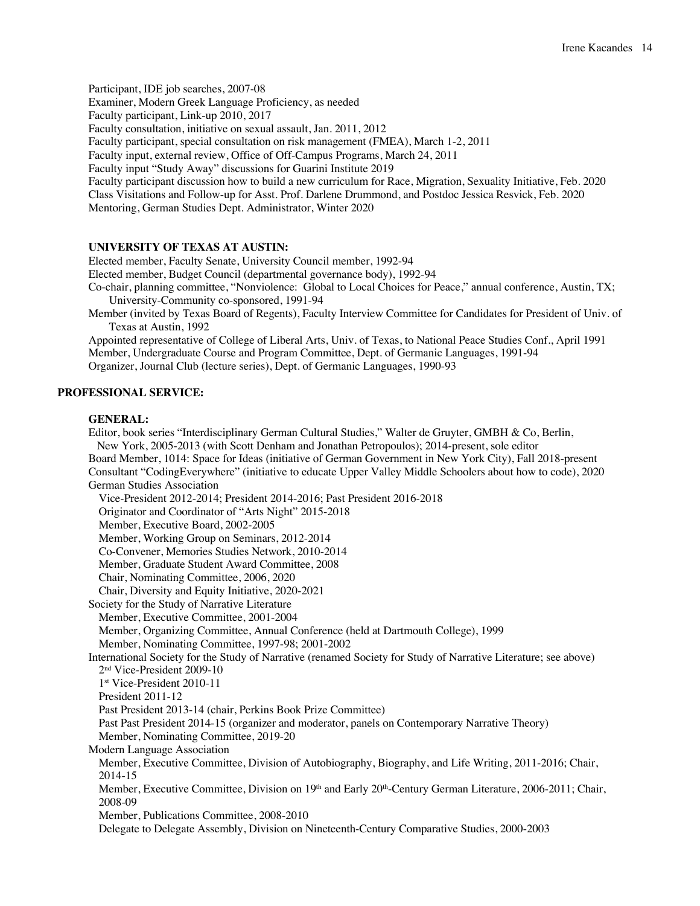Participant, IDE job searches, 2007-08
Examiner, Modern Greek Language Proficiency, as needed
Faculty participant, Link-up 2010, 2017
Faculty consultation, initiative on sexual assault, Jan. 2011, 2012
Faculty participant, special consultation on risk management (FMEA), March 1-2, 2011
Faculty input, external review, Office of Off-Campus Programs, March 24, 2011
Faculty input "Study Away" discussions for Guarini Institute 2019
Faculty participant discussion how to build a new curriculum for Race, Migration, Sexuality Initiative, Feb. 2020
Class Visitations and Follow-up for Asst. Prof. Darlene Drummond, and Postdoc Jessica Resvick, Feb. 2020
Mentoring, German Studies Dept. Administrator, Winter 2020

**UNIVERSITY OF TEXAS AT AUSTIN:**

Elected member, Faculty Senate, University Council member, 1992-94
Elected member, Budget Council (departmental governance body), 1992-94
Co-chair, planning committee, "Nonviolence: Global to Local Choices for Peace," annual conference, Austin, TX; University-Community co-sponsored, 1991-94
Member (invited by Texas Board of Regents), Faculty Interview Committee for Candidates for President of Univ. of Texas at Austin, 1992
Appointed representative of College of Liberal Arts, Univ. of Texas, to National Peace Studies Conf., April 1991
Member, Undergraduate Course and Program Committee, Dept. of Germanic Languages, 1991-94
Organizer, Journal Club (lecture series), Dept. of Germanic Languages, 1990-93

## PROFESSIONAL SERVICE:

**GENERAL:**

Editor, book series "Interdisciplinary German Cultural Studies," Walter de Gruyter, GMBH & Co, Berlin, New York, 2005-2013 (with Scott Denham and Jonathan Petropoulos); 2014-present, sole editor
Board Member, 1014: Space for Ideas (initiative of German Government in New York City), Fall 2018-present
Consultant "CodingEverywhere" (initiative to educate Upper Valley Middle Schoolers about how to code), 2020
German Studies Association
- Vice-President 2012-2014; President 2014-2016; Past President 2016-2018
- Originator and Coordinator of "Arts Night" 2015-2018
- Member, Executive Board, 2002-2005
- Member, Working Group on Seminars, 2012-2014
- Co-Convener, Memories Studies Network, 2010-2014
- Member, Graduate Student Award Committee, 2008
- Chair, Nominating Committee, 2006, 2020
- Chair, Diversity and Equity Initiative, 2020-2021

Society for the Study of Narrative Literature
- Member, Executive Committee, 2001-2004
- Member, Organizing Committee, Annual Conference (held at Dartmouth College), 1999
- Member, Nominating Committee, 1997-98; 2001-2002

International Society for the Study of Narrative (renamed Society for Study of Narrative Literature; see above)
- 2nd Vice-President 2009-10
- 1st Vice-President 2010-11
- President 2011-12
- Past President 2013-14 (chair, Perkins Book Prize Committee)
- Past Past President 2014-15 (organizer and moderator, panels on Contemporary Narrative Theory)
- Member, Nominating Committee, 2019-20

Modern Language Association
- Member, Executive Committee, Division of Autobiography, Biography, and Life Writing, 2011-2016; Chair, 2014-15
- Member, Executive Committee, Division on 19th and Early 20th-Century German Literature, 2006-2011; Chair, 2008-09
- Member, Publications Committee, 2008-2010
- Delegate to Delegate Assembly, Division on Nineteenth-Century Comparative Studies, 2000-2003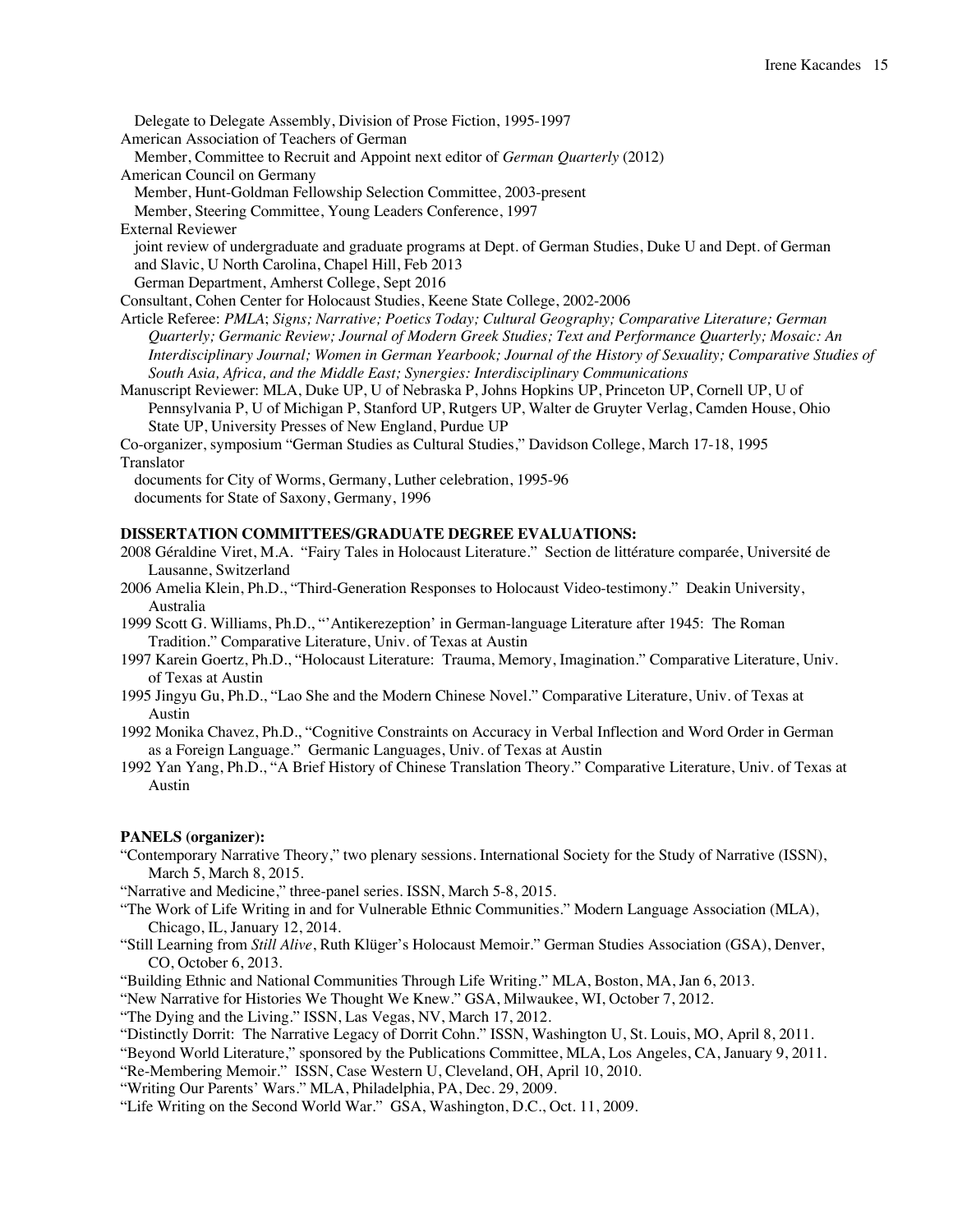Delegate to Delegate Assembly, Division of Prose Fiction, 1995-1997

American Association of Teachers of German

Member, Committee to Recruit and Appoint next editor of *German Quarterly* (2012)

American Council on Germany

Member, Hunt-Goldman Fellowship Selection Committee, 2003-present

Member, Steering Committee, Young Leaders Conference, 1997

External Reviewer

joint review of undergraduate and graduate programs at Dept. of German Studies, Duke U and Dept. of German and Slavic, U North Carolina, Chapel Hill, Feb 2013

German Department, Amherst College, Sept 2016

Consultant, Cohen Center for Holocaust Studies, Keene State College, 2002-2006

Article Referee: *PMLA*; *Signs; Narrative; Poetics Today; Cultural Geography; Comparative Literature; German Quarterly; Germanic Review; Journal of Modern Greek Studies; Text and Performance Quarterly; Mosaic: An Interdisciplinary Journal; Women in German Yearbook; Journal of the History of Sexuality; Comparative Studies of South Asia, Africa, and the Middle East; Synergies: Interdisciplinary Communications*

Manuscript Reviewer: MLA, Duke UP, U of Nebraska P, Johns Hopkins UP, Princeton UP, Cornell UP, U of Pennsylvania P, U of Michigan P, Stanford UP, Rutgers UP, Walter de Gruyter Verlag, Camden House, Ohio State UP, University Presses of New England, Purdue UP

Co-organizer, symposium "German Studies as Cultural Studies," Davidson College, March 17-18, 1995

Translator

documents for City of Worms, Germany, Luther celebration, 1995-96

documents for State of Saxony, Germany, 1996

**DISSERTATION COMMITTEES/GRADUATE DEGREE EVALUATIONS:**

2008 Géraldine Viret, M.A. "Fairy Tales in Holocaust Literature." Section de littérature comparée, Université de Lausanne, Switzerland

2006 Amelia Klein, Ph.D., "Third-Generation Responses to Holocaust Video-testimony." Deakin University, Australia

1999 Scott G. Williams, Ph.D., "'Antikerezeption' in German-language Literature after 1945: The Roman Tradition." Comparative Literature, Univ. of Texas at Austin

1997 Karein Goertz, Ph.D., "Holocaust Literature: Trauma, Memory, Imagination." Comparative Literature, Univ. of Texas at Austin

1995 Jingyu Gu, Ph.D., "Lao She and the Modern Chinese Novel." Comparative Literature, Univ. of Texas at Austin

1992 Monika Chavez, Ph.D., "Cognitive Constraints on Accuracy in Verbal Inflection and Word Order in German as a Foreign Language." Germanic Languages, Univ. of Texas at Austin

1992 Yan Yang, Ph.D., "A Brief History of Chinese Translation Theory." Comparative Literature, Univ. of Texas at Austin

**PANELS (organizer):**

"Contemporary Narrative Theory," two plenary sessions. International Society for the Study of Narrative (ISSN), March 5, March 8, 2015.

"Narrative and Medicine," three-panel series. ISSN, March 5-8, 2015.

"The Work of Life Writing in and for Vulnerable Ethnic Communities." Modern Language Association (MLA), Chicago, IL, January 12, 2014.

"Still Learning from *Still Alive*, Ruth Klüger's Holocaust Memoir." German Studies Association (GSA), Denver, CO, October 6, 2013.

"Building Ethnic and National Communities Through Life Writing." MLA, Boston, MA, Jan 6, 2013.

"New Narrative for Histories We Thought We Knew." GSA, Milwaukee, WI, October 7, 2012.

"The Dying and the Living." ISSN, Las Vegas, NV, March 17, 2012.

"Distinctly Dorrit: The Narrative Legacy of Dorrit Cohn." ISSN, Washington U, St. Louis, MO, April 8, 2011.

"Beyond World Literature," sponsored by the Publications Committee, MLA, Los Angeles, CA, January 9, 2011.

"Re-Membering Memoir." ISSN, Case Western U, Cleveland, OH, April 10, 2010.

"Writing Our Parents' Wars." MLA, Philadelphia, PA, Dec. 29, 2009.

"Life Writing on the Second World War." GSA, Washington, D.C., Oct. 11, 2009.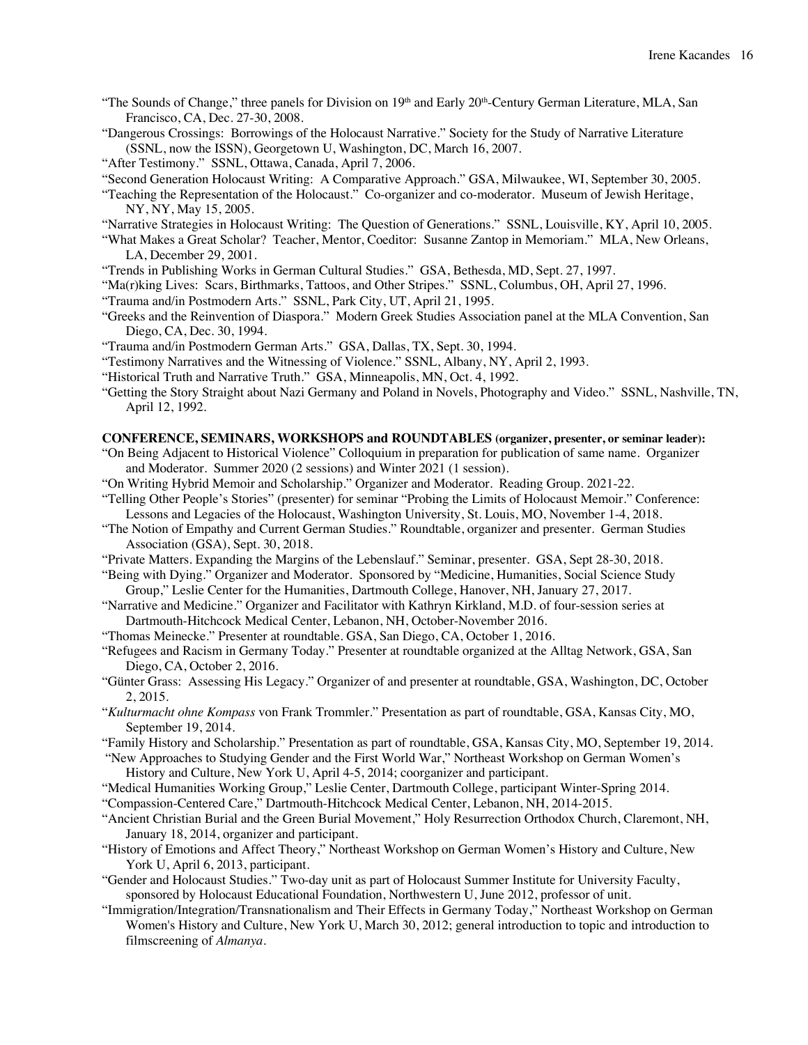"The Sounds of Change," three panels for Division on 19th and Early 20th-Century German Literature, MLA, San Francisco, CA, Dec. 27-30, 2008.

"Dangerous Crossings: Borrowings of the Holocaust Narrative." Society for the Study of Narrative Literature (SSNL, now the ISSN), Georgetown U, Washington, DC, March 16, 2007.

"After Testimony." SSNL, Ottawa, Canada, April 7, 2006.

"Second Generation Holocaust Writing: A Comparative Approach." GSA, Milwaukee, WI, September 30, 2005.

"Teaching the Representation of the Holocaust." Co-organizer and co-moderator. Museum of Jewish Heritage, NY, NY, May 15, 2005.

"Narrative Strategies in Holocaust Writing: The Question of Generations." SSNL, Louisville, KY, April 10, 2005.

"What Makes a Great Scholar? Teacher, Mentor, Coeditor: Susanne Zantop in Memoriam." MLA, New Orleans, LA, December 29, 2001.

"Trends in Publishing Works in German Cultural Studies." GSA, Bethesda, MD, Sept. 27, 1997.

"Ma(r)king Lives: Scars, Birthmarks, Tattoos, and Other Stripes." SSNL, Columbus, OH, April 27, 1996.

"Trauma and/in Postmodern Arts." SSNL, Park City, UT, April 21, 1995.

"Greeks and the Reinvention of Diaspora." Modern Greek Studies Association panel at the MLA Convention, San Diego, CA, Dec. 30, 1994.

"Trauma and/in Postmodern German Arts." GSA, Dallas, TX, Sept. 30, 1994.

"Testimony Narratives and the Witnessing of Violence." SSNL, Albany, NY, April 2, 1993.

"Historical Truth and Narrative Truth." GSA, Minneapolis, MN, Oct. 4, 1992.

"Getting the Story Straight about Nazi Germany and Poland in Novels, Photography and Video." SSNL, Nashville, TN, April 12, 1992.

**CONFERENCE, SEMINARS, WORKSHOPS and ROUNDTABLES (organizer, presenter, or seminar leader):**

"On Being Adjacent to Historical Violence" Colloquium in preparation for publication of same name. Organizer and Moderator. Summer 2020 (2 sessions) and Winter 2021 (1 session).

"On Writing Hybrid Memoir and Scholarship." Organizer and Moderator. Reading Group. 2021-22.

"Telling Other People's Stories" (presenter) for seminar "Probing the Limits of Holocaust Memoir." Conference: Lessons and Legacies of the Holocaust, Washington University, St. Louis, MO, November 1-4, 2018.

"The Notion of Empathy and Current German Studies." Roundtable, organizer and presenter. German Studies Association (GSA), Sept. 30, 2018.

"Private Matters. Expanding the Margins of the Lebenslauf." Seminar, presenter. GSA, Sept 28-30, 2018.

"Being with Dying." Organizer and Moderator. Sponsored by "Medicine, Humanities, Social Science Study Group," Leslie Center for the Humanities, Dartmouth College, Hanover, NH, January 27, 2017.

"Narrative and Medicine." Organizer and Facilitator with Kathryn Kirkland, M.D. of four-session series at Dartmouth-Hitchcock Medical Center, Lebanon, NH, October-November 2016.

"Thomas Meinecke." Presenter at roundtable. GSA, San Diego, CA, October 1, 2016.

"Refugees and Racism in Germany Today." Presenter at roundtable organized at the Alltag Network, GSA, San Diego, CA, October 2, 2016.

"Günter Grass: Assessing His Legacy." Organizer of and presenter at roundtable, GSA, Washington, DC, October 2, 2015.

"*Kulturmacht ohne Kompass* von Frank Trommler." Presentation as part of roundtable, GSA, Kansas City, MO, September 19, 2014.

"Family History and Scholarship." Presentation as part of roundtable, GSA, Kansas City, MO, September 19, 2014.

"New Approaches to Studying Gender and the First World War," Northeast Workshop on German Women's History and Culture, New York U, April 4-5, 2014; coorganizer and participant.

"Medical Humanities Working Group," Leslie Center, Dartmouth College, participant Winter-Spring 2014.

"Compassion-Centered Care," Dartmouth-Hitchcock Medical Center, Lebanon, NH, 2014-2015.

"Ancient Christian Burial and the Green Burial Movement," Holy Resurrection Orthodox Church, Claremont, NH, January 18, 2014, organizer and participant.

"History of Emotions and Affect Theory," Northeast Workshop on German Women's History and Culture, New York U, April 6, 2013, participant.

"Gender and Holocaust Studies." Two-day unit as part of Holocaust Summer Institute for University Faculty, sponsored by Holocaust Educational Foundation, Northwestern U, June 2012, professor of unit.

"Immigration/Integration/Transnationalism and Their Effects in Germany Today," Northeast Workshop on German Women's History and Culture, New York U, March 30, 2012; general introduction to topic and introduction to filmscreening of *Almanya*.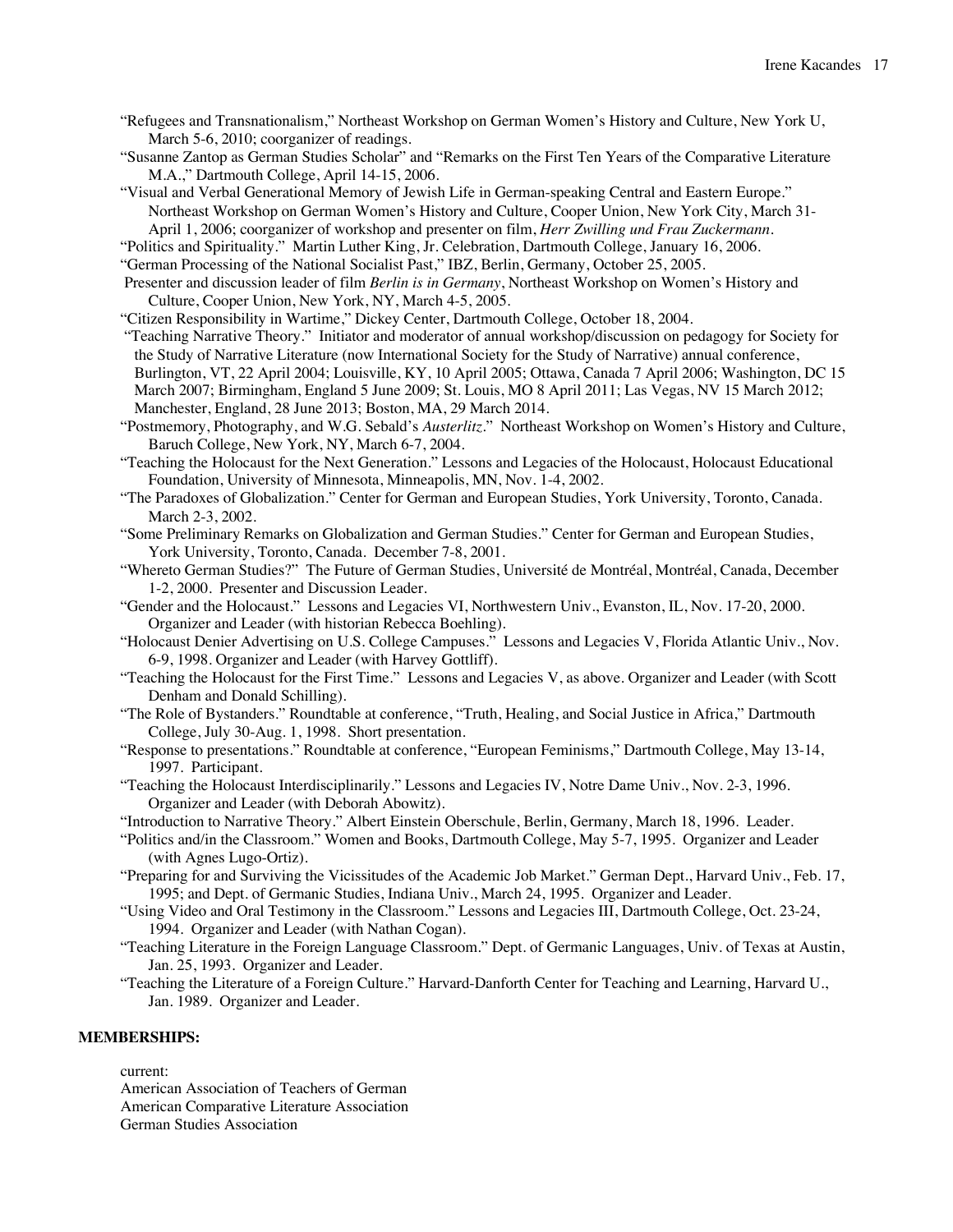"Refugees and Transnationalism," Northeast Workshop on German Women's History and Culture, New York U, March 5-6, 2010; coorganizer of readings.

"Susanne Zantop as German Studies Scholar" and "Remarks on the First Ten Years of the Comparative Literature M.A.," Dartmouth College, April 14-15, 2006.

"Visual and Verbal Generational Memory of Jewish Life in German-speaking Central and Eastern Europe." Northeast Workshop on German Women's History and Culture, Cooper Union, New York City, March 31-April 1, 2006; coorganizer of workshop and presenter on film, *Herr Zwilling und Frau Zuckermann*.

"Politics and Spirituality." Martin Luther King, Jr. Celebration, Dartmouth College, January 16, 2006.

"German Processing of the National Socialist Past," IBZ, Berlin, Germany, October 25, 2005.

Presenter and discussion leader of film *Berlin is in Germany*, Northeast Workshop on Women's History and Culture, Cooper Union, New York, NY, March 4-5, 2005.

"Citizen Responsibility in Wartime," Dickey Center, Dartmouth College, October 18, 2004.

"Teaching Narrative Theory." Initiator and moderator of annual workshop/discussion on pedagogy for Society for the Study of Narrative Literature (now International Society for the Study of Narrative) annual conference, Burlington, VT, 22 April 2004; Louisville, KY, 10 April 2005; Ottawa, Canada 7 April 2006; Washington, DC 15 March 2007; Birmingham, England 5 June 2009; St. Louis, MO 8 April 2011; Las Vegas, NV 15 March 2012; Manchester, England, 28 June 2013; Boston, MA, 29 March 2014.

"Postmemory, Photography, and W.G. Sebald's *Austerlitz*." Northeast Workshop on Women's History and Culture, Baruch College, New York, NY, March 6-7, 2004.

"Teaching the Holocaust for the Next Generation." Lessons and Legacies of the Holocaust, Holocaust Educational Foundation, University of Minnesota, Minneapolis, MN, Nov. 1-4, 2002.

"The Paradoxes of Globalization." Center for German and European Studies, York University, Toronto, Canada. March 2-3, 2002.

"Some Preliminary Remarks on Globalization and German Studies." Center for German and European Studies, York University, Toronto, Canada. December 7-8, 2001.

"Whereto German Studies?" The Future of German Studies, Université de Montréal, Montréal, Canada, December 1-2, 2000. Presenter and Discussion Leader.

"Gender and the Holocaust." Lessons and Legacies VI, Northwestern Univ., Evanston, IL, Nov. 17-20, 2000. Organizer and Leader (with historian Rebecca Boehling).

"Holocaust Denier Advertising on U.S. College Campuses." Lessons and Legacies V, Florida Atlantic Univ., Nov. 6-9, 1998. Organizer and Leader (with Harvey Gottliff).

"Teaching the Holocaust for the First Time." Lessons and Legacies V, as above. Organizer and Leader (with Scott Denham and Donald Schilling).

"The Role of Bystanders." Roundtable at conference, "Truth, Healing, and Social Justice in Africa," Dartmouth College, July 30-Aug. 1, 1998. Short presentation.

"Response to presentations." Roundtable at conference, "European Feminisms," Dartmouth College, May 13-14, 1997. Participant.

"Teaching the Holocaust Interdisciplinarily." Lessons and Legacies IV, Notre Dame Univ., Nov. 2-3, 1996. Organizer and Leader (with Deborah Abowitz).

"Introduction to Narrative Theory." Albert Einstein Oberschule, Berlin, Germany, March 18, 1996. Leader.

"Politics and/in the Classroom." Women and Books, Dartmouth College, May 5-7, 1995. Organizer and Leader (with Agnes Lugo-Ortiz).

"Preparing for and Surviving the Vicissitudes of the Academic Job Market." German Dept., Harvard Univ., Feb. 17, 1995; and Dept. of Germanic Studies, Indiana Univ., March 24, 1995. Organizer and Leader.

"Using Video and Oral Testimony in the Classroom." Lessons and Legacies III, Dartmouth College, Oct. 23-24, 1994. Organizer and Leader (with Nathan Cogan).

"Teaching Literature in the Foreign Language Classroom." Dept. of Germanic Languages, Univ. of Texas at Austin, Jan. 25, 1993. Organizer and Leader.

"Teaching the Literature of a Foreign Culture." Harvard-Danforth Center for Teaching and Learning, Harvard U., Jan. 1989. Organizer and Leader.

**MEMBERSHIPS:**

current:
American Association of Teachers of German
American Comparative Literature Association
German Studies Association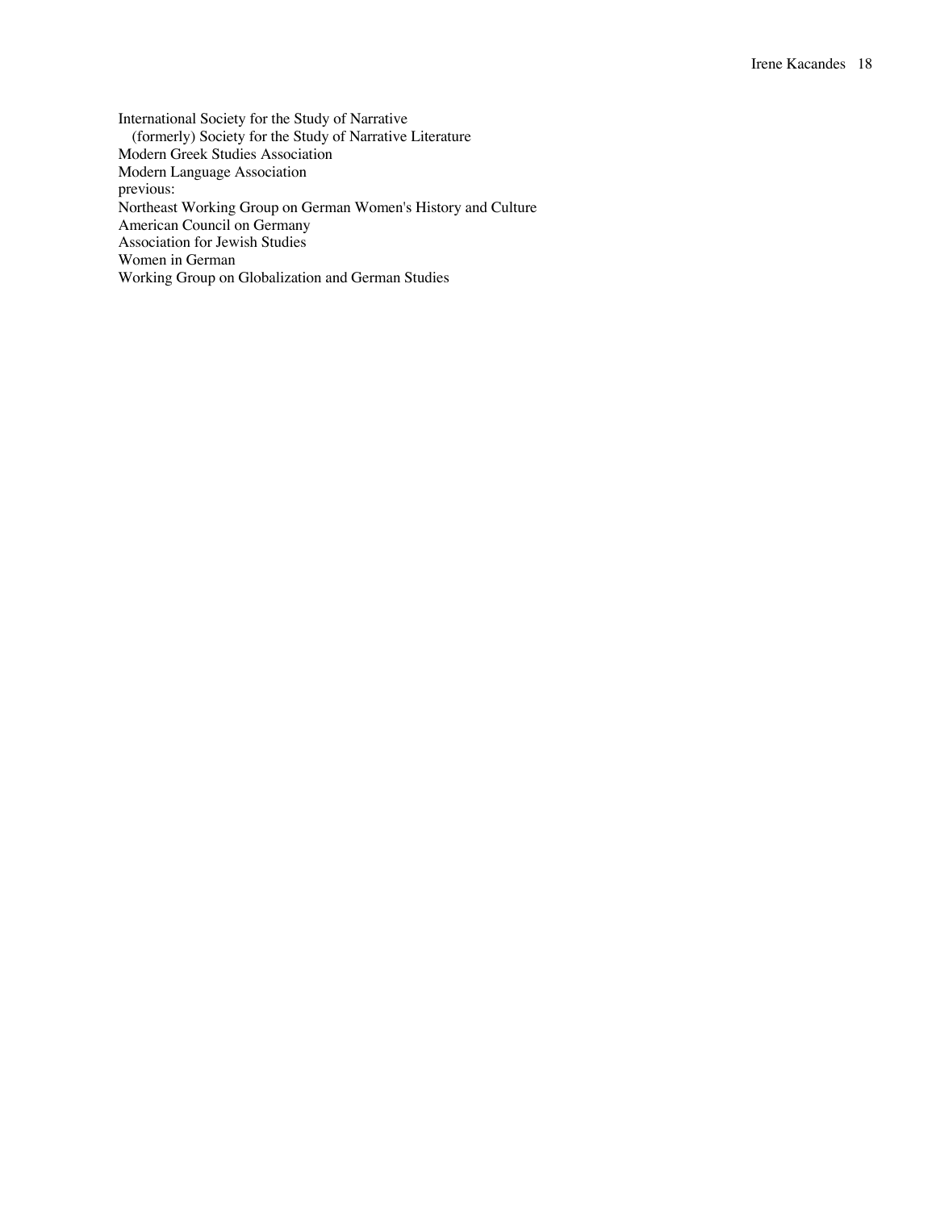International Society for the Study of Narrative
   (formerly) Society for the Study of Narrative Literature
Modern Greek Studies Association
Modern Language Association
previous:
Northeast Working Group on German Women's History and Culture
American Council on Germany
Association for Jewish Studies
Women in German
Working Group on Globalization and German Studies